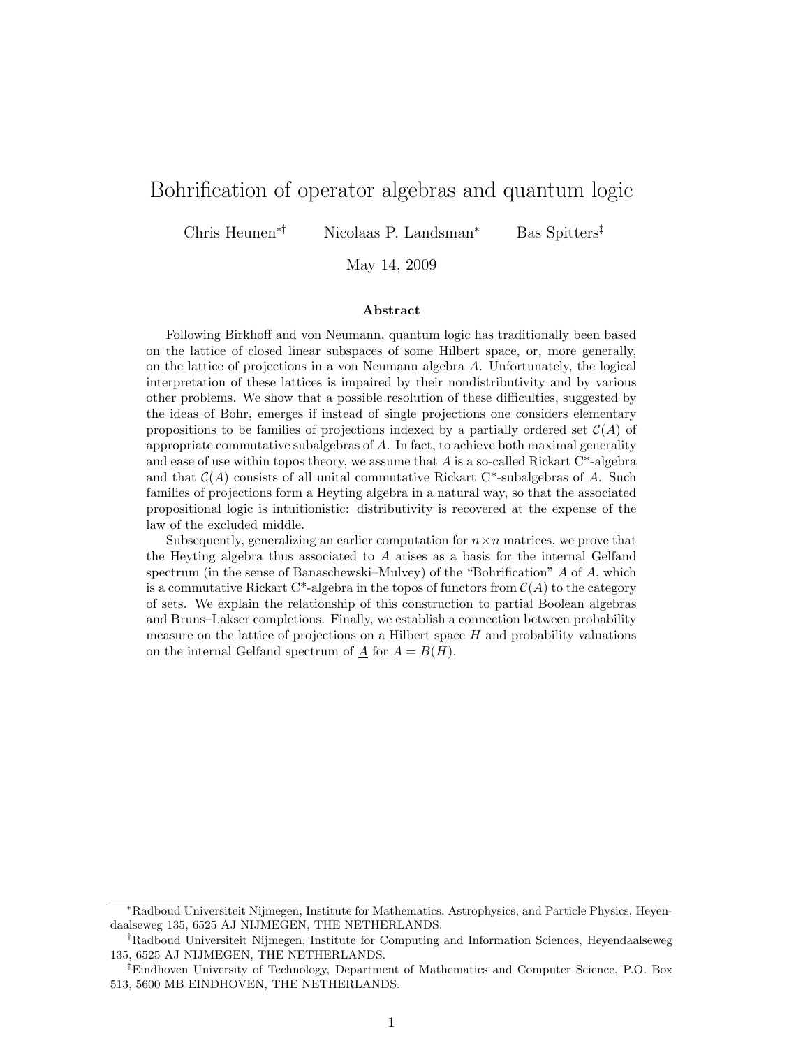# Bohrification of operator algebras and quantum logic

Chris Heunen[*†] Nicolaas P. Landsman[*] Bas Spitters[‡]

May 14, 2009

### Abstract

Following Birkhoff and von Neumann, quantum logic has traditionally been based on the lattice of closed linear subspaces of some Hilbert space, or, more generally, on the lattice of projections in a von Neumann algebra $A$. Unfortunately, the logical interpretation of these lattices is impaired by their nondistributivity and by various other problems. We show that a possible resolution of these difficulties, suggested by the ideas of Bohr, emerges if instead of single projections one considers elementary propositions to be families of projections indexed by a partially ordered set $\mathcal{C}(A)$ of appropriate commutative subalgebras of $A$. In fact, to achieve both maximal generality and ease of use within topos theory, we assume that $A$ is a so-called Rickart C*-algebra and that $\mathcal{C}(A)$ consists of all unital commutative Rickart C*-subalgebras of $A$. Such families of projections form a Heyting algebra in a natural way, so that the associated propositional logic is intuitionistic: distributivity is recovered at the expense of the law of the excluded middle.

Subsequently, generalizing an earlier computation for $n \times n$ matrices, we prove that the Heyting algebra thus associated to $A$ arises as a basis for the internal Gelfand spectrum (in the sense of Banaschewski–Mulvey) of the "Bohrification" $\underline{A}$ of $A$, which is a commutative Rickart C*-algebra in the topos of functors from $\mathcal{C}(A)$ to the category of sets. We explain the relationship of this construction to partial Boolean algebras and Bruns–Lakser completions. Finally, we establish a connection between probability measure on the lattice of projections on a Hilbert space $H$ and probability valuations on the internal Gelfand spectrum of $\underline{A}$ for $A = B(H)$.

---

[*] Radboud Universiteit Nijmegen, Institute for Mathematics, Astrophysics, and Particle Physics, Heyendaalseweg 135, 6525 AJ NIJMEGEN, THE NETHERLANDS.

[†] Radboud Universiteit Nijmegen, Institute for Computing and Information Sciences, Heyendaalseweg 135, 6525 AJ NIJMEGEN, THE NETHERLANDS.

[‡] Eindhoven University of Technology, Department of Mathematics and Computer Science, P.O. Box 513, 5600 MB EINDHOVEN, THE NETHERLANDS.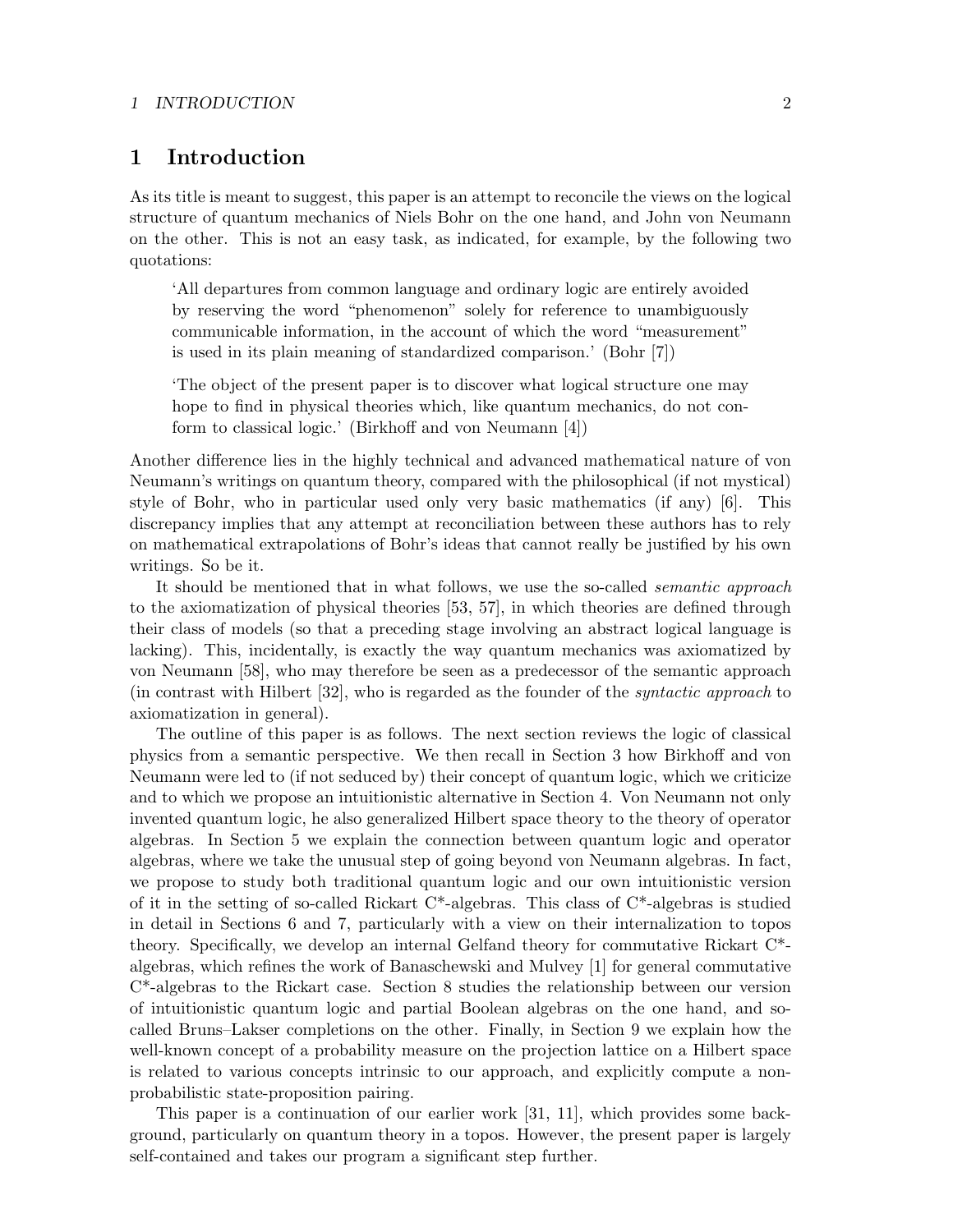# 1 Introduction

As its title is meant to suggest, this paper is an attempt to reconcile the views on the logical structure of quantum mechanics of Niels Bohr on the one hand, and John von Neumann on the other. This is not an easy task, as indicated, for example, by the following two quotations:

> 'All departures from common language and ordinary logic are entirely avoided by reserving the word "phenomenon" solely for reference to unambiguously communicable information, in the account of which the word "measurement" is used in its plain meaning of standardized comparison.' (Bohr [7])

> 'The object of the present paper is to discover what logical structure one may hope to find in physical theories which, like quantum mechanics, do not conform to classical logic.' (Birkhoff and von Neumann [4])

Another difference lies in the highly technical and advanced mathematical nature of von Neumann's writings on quantum theory, compared with the philosophical (if not mystical) style of Bohr, who in particular used only very basic mathematics (if any) [6]. This discrepancy implies that any attempt at reconciliation between these authors has to rely on mathematical extrapolations of Bohr's ideas that cannot really be justified by his own writings. So be it.

It should be mentioned that in what follows, we use the so-called *semantic approach* to the axiomatization of physical theories [53, 57], in which theories are defined through their class of models (so that a preceding stage involving an abstract logical language is lacking). This, incidentally, is exactly the way quantum mechanics was axiomatized by von Neumann [58], who may therefore be seen as a predecessor of the semantic approach (in contrast with Hilbert [32], who is regarded as the founder of the *syntactic approach* to axiomatization in general).

The outline of this paper is as follows. The next section reviews the logic of classical physics from a semantic perspective. We then recall in Section 3 how Birkhoff and von Neumann were led to (if not seduced by) their concept of quantum logic, which we criticize and to which we propose an intuitionistic alternative in Section 4. Von Neumann not only invented quantum logic, he also generalized Hilbert space theory to the theory of operator algebras. In Section 5 we explain the connection between quantum logic and operator algebras, where we take the unusual step of going beyond von Neumann algebras. In fact, we propose to study both traditional quantum logic and our own intuitionistic version of it in the setting of so-called Rickart C\*-algebras. This class of C\*-algebras is studied in detail in Sections 6 and 7, particularly with a view on their internalization to topos theory. Specifically, we develop an internal Gelfand theory for commutative Rickart C\*-algebras, which refines the work of Banaschewski and Mulvey [1] for general commutative C\*-algebras to the Rickart case. Section 8 studies the relationship between our version of intuitionistic quantum logic and partial Boolean algebras on the one hand, and so-called Bruns–Lakser completions on the other. Finally, in Section 9 we explain how the well-known concept of a probability measure on the projection lattice on a Hilbert space is related to various concepts intrinsic to our approach, and explicitly compute a non-probabilistic state-proposition pairing.

This paper is a continuation of our earlier work [31, 11], which provides some background, particularly on quantum theory in a topos. However, the present paper is largely self-contained and takes our program a significant step further.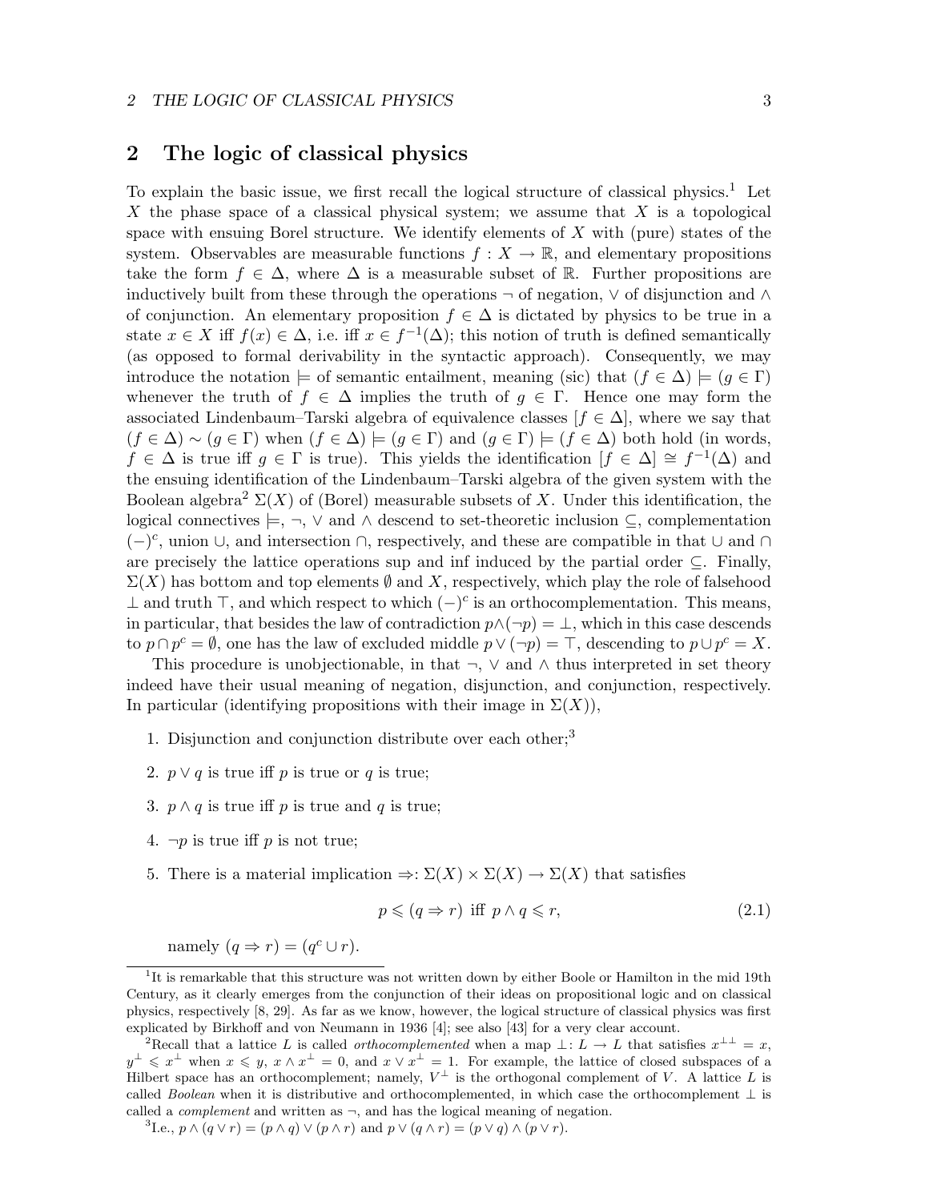## 2 The logic of classical physics

To explain the basic issue, we first recall the logical structure of classical physics.[1] Let $X$ the phase space of a classical physical system; we assume that $X$ is a topological space with ensuing Borel structure. We identify elements of $X$ with (pure) states of the system. Observables are measurable functions $f : X \to \mathbb{R}$, and elementary propositions take the form $f \in \Delta$, where $\Delta$ is a measurable subset of $\mathbb{R}$. Further propositions are inductively built from these through the operations $\neg$ of negation, $\vee$ of disjunction and $\wedge$ of conjunction. An elementary proposition $f \in \Delta$ is dictated by physics to be true in a state $x \in X$ iff $f(x) \in \Delta$, i.e. iff $x \in f^{-1}(\Delta)$; this notion of truth is defined semantically (as opposed to formal derivability in the syntactic approach). Consequently, we may introduce the notation $\models$ of semantic entailment, meaning (sic) that $(f \in \Delta) \models (g \in \Gamma)$ whenever the truth of $f \in \Delta$ implies the truth of $g \in \Gamma$. Hence one may form the associated Lindenbaum–Tarski algebra of equivalence classes $[f \in \Delta]$, where we say that $(f \in \Delta) \sim (g \in \Gamma)$ when $(f \in \Delta) \models (g \in \Gamma)$ and $(g \in \Gamma) \models (f \in \Delta)$ both hold (in words, $f \in \Delta$ is true iff $g \in \Gamma$ is true). This yields the identification $[f \in \Delta] \cong f^{-1}(\Delta)$ and the ensuing identification of the Lindenbaum–Tarski algebra of the given system with the Boolean algebra[2] $\Sigma(X)$ of (Borel) measurable subsets of $X$. Under this identification, the logical connectives $\models$, $\neg$, $\vee$ and $\wedge$ descend to set-theoretic inclusion $\subseteq$, complementation $(-)^c$, union $\cup$, and intersection $\cap$, respectively, and these are compatible in that $\cup$ and $\cap$ are precisely the lattice operations sup and inf induced by the partial order $\subseteq$. Finally, $\Sigma(X)$ has bottom and top elements $\emptyset$ and $X$, respectively, which play the role of falsehood $\perp$ and truth $\top$, and which respect to which $(-)^c$ is an orthocomplementation. This means, in particular, that besides the law of contradiction $p \wedge (\neg p) = \perp$, which in this case descends to $p \cap p^c = \emptyset$, one has the law of excluded middle $p \vee (\neg p) = \top$, descending to $p \cup p^c = X$.

This procedure is unobjectionable, in that $\neg$, $\vee$ and $\wedge$ thus interpreted in set theory indeed have their usual meaning of negation, disjunction, and conjunction, respectively. In particular (identifying propositions with their image in $\Sigma(X)$),

1. Disjunction and conjunction distribute over each other;[3]
2. $p \vee q$ is true iff $p$ is true or $q$ is true;
3. $p \wedge q$ is true iff $p$ is true and $q$ is true;
4. $\neg p$ is true iff $p$ is not true;
5. There is a material implication $\Rightarrow : \Sigma(X) \times \Sigma(X) \to \Sigma(X)$ that satisfies

$$p \leqslant (q \Rightarrow r) \text{ iff } p \wedge q \leqslant r, \tag{2.1}$$

namely $(q \Rightarrow r) = (q^c \cup r)$.

---

[1] It is remarkable that this structure was not written down by either Boole or Hamilton in the mid 19th Century, as it clearly emerges from the conjunction of their ideas on propositional logic and on classical physics, respectively [8, 29]. As far as we know, however, the logical structure of classical physics was first explicated by Birkhoff and von Neumann in 1936 [4]; see also [43] for a very clear account.

[2] Recall that a lattice $L$ is called *orthocomplemented* when a map $\perp : L \to L$ that satisfies $x^{\perp\perp} = x$, $y^{\perp} \leqslant x^{\perp}$ when $x \leqslant y$, $x \wedge x^{\perp} = 0$, and $x \vee x^{\perp} = 1$. For example, the lattice of closed subspaces of a Hilbert space has an orthocomplement; namely, $V^{\perp}$ is the orthogonal complement of $V$. A lattice $L$ is called *Boolean* when it is distributive and orthocomplemented, in which case the orthocomplement $\perp$ is called a *complement* and written as $\neg$, and has the logical meaning of negation.

[3] I.e., $p \wedge (q \vee r) = (p \wedge q) \vee (p \wedge r)$ and $p \vee (q \wedge r) = (p \vee q) \wedge (p \vee r)$.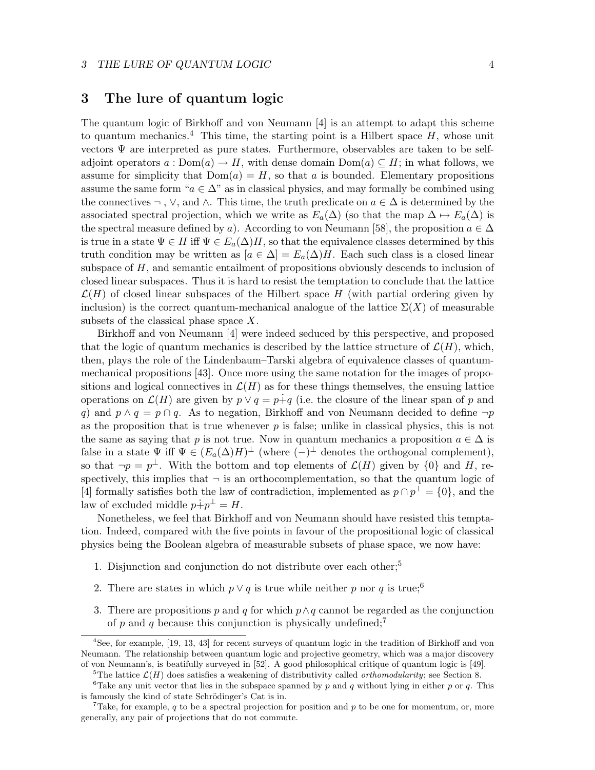## 3 The lure of quantum logic

The quantum logic of Birkhoff and von Neumann [4] is an attempt to adapt this scheme to quantum mechanics.[4] This time, the starting point is a Hilbert space $H$, whose unit vectors $\Psi$ are interpreted as pure states. Furthermore, observables are taken to be self-adjoint operators $a : \mathrm{Dom}(a) \to H$, with dense domain $\mathrm{Dom}(a) \subseteq H$; in what follows, we assume for simplicity that $\mathrm{Dom}(a) = H$, so that $a$ is bounded. Elementary propositions assume the same form "$a \in \Delta$" as in classical physics, and may formally be combined using the connectives $\neg$ , $\vee$, and $\wedge$. This time, the truth predicate on $a \in \Delta$ is determined by the associated spectral projection, which we write as $E_a(\Delta)$ (so that the map $\Delta \mapsto E_a(\Delta)$ is the spectral measure defined by $a$). According to von Neumann [58], the proposition $a \in \Delta$ is true in a state $\Psi \in H$ iff $\Psi \in E_a(\Delta)H$, so that the equivalence classes determined by this truth condition may be written as $[a \in \Delta] = E_a(\Delta)H$. Each such class is a closed linear subspace of $H$, and semantic entailment of propositions obviously descends to inclusion of closed linear subspaces. Thus it is hard to resist the temptation to conclude that the lattice $\mathcal{L}(H)$ of closed linear subspaces of the Hilbert space $H$ (with partial ordering given by inclusion) is the correct quantum-mechanical analogue of the lattice $\Sigma(X)$ of measurable subsets of the classical phase space $X$.

Birkhoff and von Neumann [4] were indeed seduced by this perspective, and proposed that the logic of quantum mechanics is described by the lattice structure of $\mathcal{L}(H)$, which, then, plays the role of the Lindenbaum–Tarski algebra of equivalence classes of quantum-mechanical propositions [43]. Once more using the same notation for the images of propositions and logical connectives in $\mathcal{L}(H)$ as for these things themselves, the ensuing lattice operations on $\mathcal{L}(H)$ are given by $p \vee q = p \dot{+} q$ (i.e. the closure of the linear span of $p$ and $q$) and $p \wedge q = p \cap q$. As to negation, Birkhoff and von Neumann decided to define $\neg p$ as the proposition that is true whenever $p$ is false; unlike in classical physics, this is not the same as saying that $p$ is not true. Now in quantum mechanics a proposition $a \in \Delta$ is false in a state $\Psi$ iff $\Psi \in (E_a(\Delta)H)^\perp$ (where $(-)^\perp$ denotes the orthogonal complement), so that $\neg p = p^\perp$. With the bottom and top elements of $\mathcal{L}(H)$ given by $\{0\}$ and $H$, respectively, this implies that $\neg$ is an orthocomplementation, so that the quantum logic of [4] formally satisfies both the law of contradiction, implemented as $p \cap p^\perp = \{0\}$, and the law of excluded middle $p \dot{+} p^\perp = H$.

Nonetheless, we feel that Birkhoff and von Neumann should have resisted this temptation. Indeed, compared with the five points in favour of the propositional logic of classical physics being the Boolean algebra of measurable subsets of phase space, we now have:

1. Disjunction and conjunction do not distribute over each other;[5]
2. There are states in which $p \vee q$ is true while neither $p$ nor $q$ is true;[6]
3. There are propositions $p$ and $q$ for which $p \wedge q$ cannot be regarded as the conjunction of $p$ and $q$ because this conjunction is physically undefined;[7]

---

[4] See, for example, [19, 13, 43] for recent surveys of quantum logic in the tradition of Birkhoff and von Neumann. The relationship between quantum logic and projective geometry, which was a major discovery of von Neumann's, is beatifully surveyed in [52]. A good philosophical critique of quantum logic is [49].

[5] The lattice $\mathcal{L}(H)$ does satisfies a weakening of distributivity called *orthomodularity*; see Section 8.

[6] Take any unit vector that lies in the subspace spanned by $p$ and $q$ without lying in either $p$ or $q$. This is famously the kind of state Schrödinger's Cat is in.

[7] Take, for example, $q$ to be a spectral projection for position and $p$ to be one for momentum, or, more generally, any pair of projections that do not commute.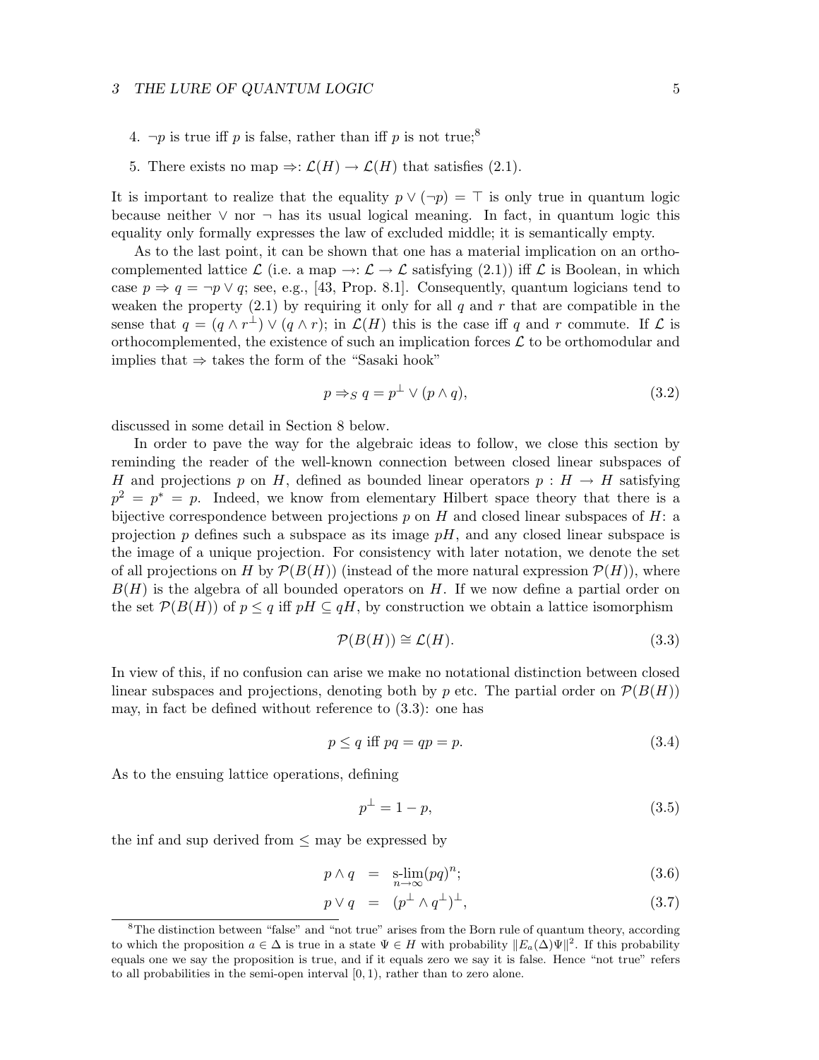4. $\neg p$ is true iff $p$ is false, rather than iff $p$ is not true;[8]

5. There exists no map $\Rightarrow : \mathcal{L}(H) \to \mathcal{L}(H)$ that satisfies (2.1).

It is important to realize that the equality $p \vee (\neg p) = \top$ is only true in quantum logic because neither $\vee$ nor $\neg$ has its usual logical meaning. In fact, in quantum logic this equality only formally expresses the law of excluded middle; it is semantically empty.

As to the last point, it can be shown that one has a material implication on an orthocomplemented lattice $\mathcal{L}$ (i.e. a map $\to : \mathcal{L} \to \mathcal{L}$ satisfying (2.1)) iff $\mathcal{L}$ is Boolean, in which case $p \Rightarrow q = \neg p \vee q$; see, e.g., [43, Prop. 8.1]. Consequently, quantum logicians tend to weaken the property (2.1) by requiring it only for all $q$ and $r$ that are compatible in the sense that $q = (q \wedge r^{\perp}) \vee (q \wedge r)$; in $\mathcal{L}(H)$ this is the case iff $q$ and $r$ commute. If $\mathcal{L}$ is orthocomplemented, the existence of such an implication forces $\mathcal{L}$ to be orthomodular and implies that $\Rightarrow$ takes the form of the "Sasaki hook"

$$p \Rightarrow_S q = p^{\perp} \vee (p \wedge q), \tag{3.2}$$

discussed in some detail in Section 8 below.

In order to pave the way for the algebraic ideas to follow, we close this section by reminding the reader of the well-known connection between closed linear subspaces of $H$ and projections $p$ on $H$, defined as bounded linear operators $p : H \to H$ satisfying $p^2 = p^* = p$. Indeed, we know from elementary Hilbert space theory that there is a bijective correspondence between projections $p$ on $H$ and closed linear subspaces of $H$: a projection $p$ defines such a subspace as its image $pH$, and any closed linear subspace is the image of a unique projection. For consistency with later notation, we denote the set of all projections on $H$ by $\mathcal{P}(B(H))$ (instead of the more natural expression $\mathcal{P}(H)$), where $B(H)$ is the algebra of all bounded operators on $H$. If we now define a partial order on the set $\mathcal{P}(B(H))$ of $p \leq q$ iff $pH \subseteq qH$, by construction we obtain a lattice isomorphism

$$\mathcal{P}(B(H)) \cong \mathcal{L}(H). \tag{3.3}$$

In view of this, if no confusion can arise we make no notational distinction between closed linear subspaces and projections, denoting both by $p$ etc. The partial order on $\mathcal{P}(B(H))$ may, in fact be defined without reference to (3.3): one has

$$p \leq q \text{ iff } pq = qp = p. \tag{3.4}$$

As to the ensuing lattice operations, defining

$$p^{\perp} = 1 - p, \tag{3.5}$$

the inf and sup derived from $\leq$ may be expressed by

$$p \wedge q = \operatorname*{s\text{-}lim}_{n \to \infty} (pq)^n; \tag{3.6}$$

$$p \vee q = (p^{\perp} \wedge q^{\perp})^{\perp}, \tag{3.7}$$

[8] The distinction between "false" and "not true" arises from the Born rule of quantum theory, according to which the proposition $a \in \Delta$ is true in a state $\Psi \in H$ with probability $\|E_a(\Delta)\Psi\|^2$. If this probability equals one we say the proposition is true, and if it equals zero we say it is false. Hence "not true" refers to all probabilities in the semi-open interval $[0, 1)$, rather than to zero alone.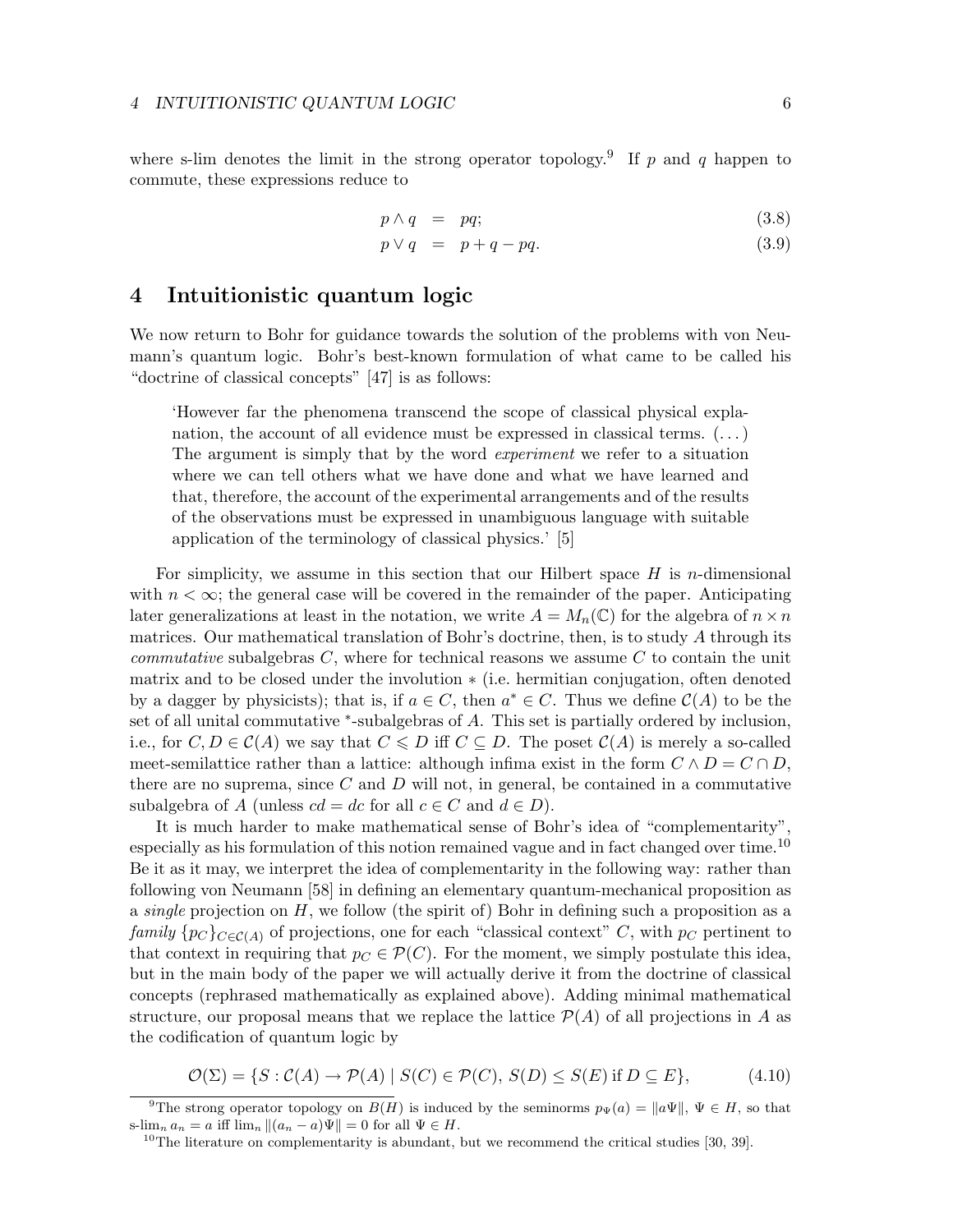where s-lim denotes the limit in the strong operator topology.[9] If $p$ and $q$ happen to commute, these expressions reduce to

$$p \wedge q = pq; \tag{3.8}$$

$$p \vee q = p + q - pq. \tag{3.9}$$

# 4 Intuitionistic quantum logic

We now return to Bohr for guidance towards the solution of the problems with von Neumann's quantum logic. Bohr's best-known formulation of what came to be called his "doctrine of classical concepts" [47] is as follows:

> 'However far the phenomena transcend the scope of classical physical explanation, the account of all evidence must be expressed in classical terms. (...) The argument is simply that by the word *experiment* we refer to a situation where we can tell others what we have done and what we have learned and that, therefore, the account of the experimental arrangements and of the results of the observations must be expressed in unambiguous language with suitable application of the terminology of classical physics.' [5]

For simplicity, we assume in this section that our Hilbert space $H$ is $n$-dimensional with $n < \infty$; the general case will be covered in the remainder of the paper. Anticipating later generalizations at least in the notation, we write $A = M_n(\mathbb{C})$ for the algebra of $n \times n$ matrices. Our mathematical translation of Bohr's doctrine, then, is to study $A$ through its *commutative* subalgebras $C$, where for technical reasons we assume $C$ to contain the unit matrix and to be closed under the involution $*$ (i.e. hermitian conjugation, often denoted by a dagger by physicists); that is, if $a \in C$, then $a^* \in C$. Thus we define $\mathcal{C}(A)$ to be the set of all unital commutative $^*$-subalgebras of $A$. This set is partially ordered by inclusion, i.e., for $C, D \in \mathcal{C}(A)$ we say that $C \leqslant D$ iff $C \subseteq D$. The poset $\mathcal{C}(A)$ is merely a so-called meet-semilattice rather than a lattice: although infima exist in the form $C \wedge D = C \cap D$, there are no suprema, since $C$ and $D$ will not, in general, be contained in a commutative subalgebra of $A$ (unless $cd = dc$ for all $c \in C$ and $d \in D$).

It is much harder to make mathematical sense of Bohr's idea of "complementarity", especially as his formulation of this notion remained vague and in fact changed over time.[10] Be it as it may, we interpret the idea of complementarity in the following way: rather than following von Neumann [58] in defining an elementary quantum-mechanical proposition as a *single* projection on $H$, we follow (the spirit of) Bohr in defining such a proposition as a *family* $\{p_C\}_{C \in \mathcal{C}(A)}$ of projections, one for each "classical context" $C$, with $p_C$ pertinent to that context in requiring that $p_C \in \mathcal{P}(C)$. For the moment, we simply postulate this idea, but in the main body of the paper we will actually derive it from the doctrine of classical concepts (rephrased mathematically as explained above). Adding minimal mathematical structure, our proposal means that we replace the lattice $\mathcal{P}(A)$ of all projections in $A$ as the codification of quantum logic by

$$\mathcal{O}(\Sigma) = \{S : \mathcal{C}(A) \to \mathcal{P}(A) \mid S(C) \in \mathcal{P}(C),\, S(D) \leq S(E) \text{ if } D \subseteq E\}, \tag{4.10}$$

[9] The strong operator topology on $B(H)$ is induced by the seminorms $p_\Psi(a) = \|a\Psi\|$, $\Psi \in H$, so that $\text{s-lim}_n\, a_n = a$ iff $\lim_n \|(a_n - a)\Psi\| = 0$ for all $\Psi \in H$.

[10] The literature on complementarity is abundant, but we recommend the critical studies [30, 39].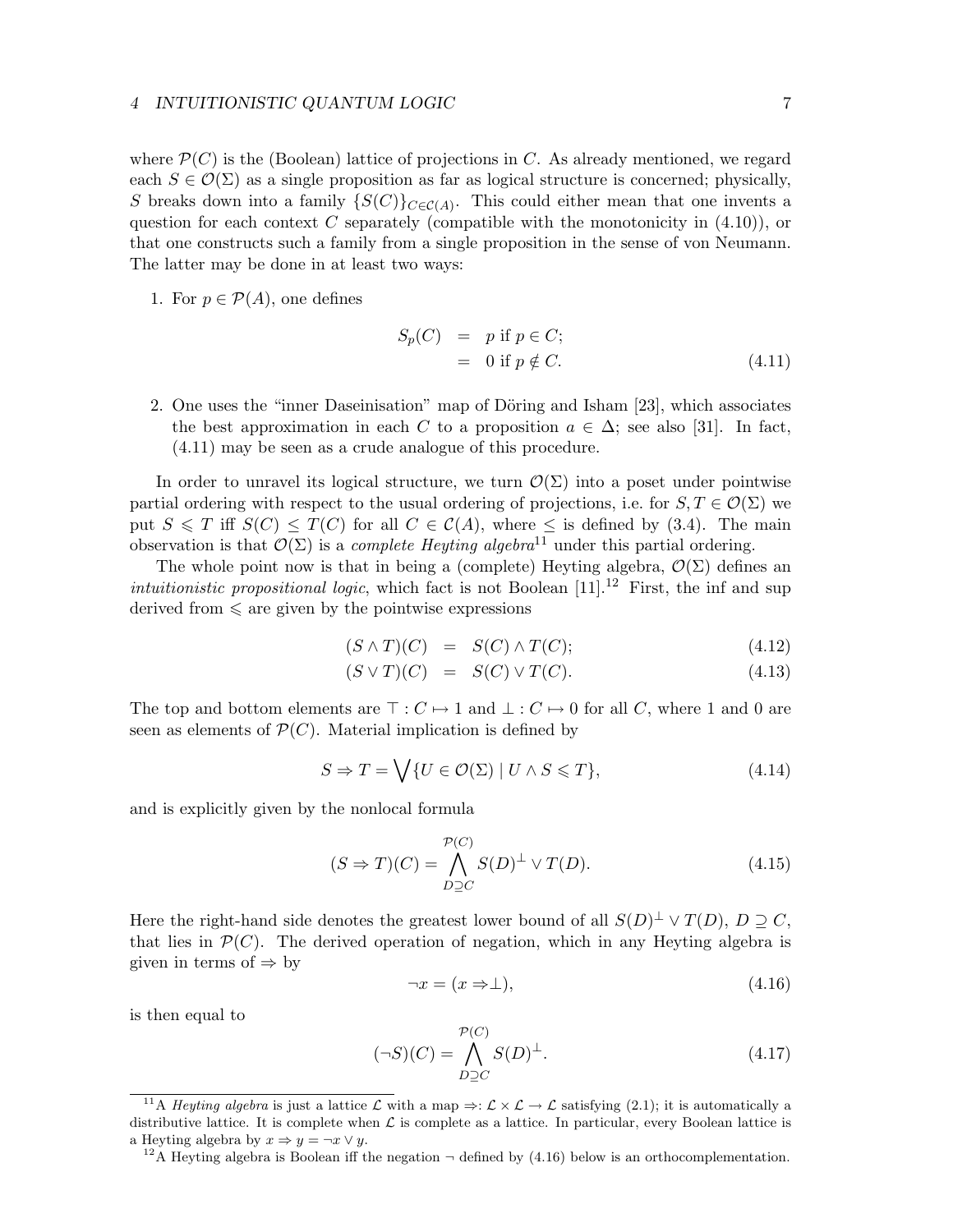where $\mathcal{P}(C)$ is the (Boolean) lattice of projections in $C$. As already mentioned, we regard each $S \in \mathcal{O}(\Sigma)$ as a single proposition as far as logical structure is concerned; physically, $S$ breaks down into a family $\{S(C)\}_{C \in \mathcal{C}(A)}$. This could either mean that one invents a question for each context $C$ separately (compatible with the monotonicity in (4.10)), or that one constructs such a family from a single proposition in the sense of von Neumann. The latter may be done in at least two ways:

1. For $p \in \mathcal{P}(A)$, one defines

$$
\begin{aligned}
S_p(C) &= p \text{ if } p \in C; \\
&= 0 \text{ if } p \notin C.
\end{aligned}
\tag{4.11}
$$

2. One uses the "inner Daseinisation" map of Döring and Isham [23], which associates the best approximation in each $C$ to a proposition $a \in \Delta$; see also [31]. In fact, (4.11) may be seen as a crude analogue of this procedure.

In order to unravel its logical structure, we turn $\mathcal{O}(\Sigma)$ into a poset under pointwise partial ordering with respect to the usual ordering of projections, i.e. for $S, T \in \mathcal{O}(\Sigma)$ we put $S \leqslant T$ iff $S(C) \leq T(C)$ for all $C \in \mathcal{C}(A)$, where $\leq$ is defined by (3.4). The main observation is that $\mathcal{O}(\Sigma)$ is a *complete Heyting algebra*[11] under this partial ordering.

The whole point now is that in being a (complete) Heyting algebra, $\mathcal{O}(\Sigma)$ defines an *intuitionistic propositional logic*, which fact is not Boolean [11].[12] First, the inf and sup derived from $\leqslant$ are given by the pointwise expressions

$$
(S \wedge T)(C) = S(C) \wedge T(C); \tag{4.12}
$$

$$
(S \vee T)(C) = S(C) \vee T(C). \tag{4.13}
$$

The top and bottom elements are $\top : C \mapsto 1$ and $\bot : C \mapsto 0$ for all $C$, where 1 and 0 are seen as elements of $\mathcal{P}(C)$. Material implication is defined by

$$
S \Rightarrow T = \bigvee \{U \in \mathcal{O}(\Sigma) \mid U \wedge S \leqslant T\}, \tag{4.14}
$$

and is explicitly given by the nonlocal formula

$$
(S \Rightarrow T)(C) = \bigwedge_{D \supseteq C}^{\mathcal{P}(C)} S(D)^{\perp} \vee T(D). \tag{4.15}
$$

Here the right-hand side denotes the greatest lower bound of all $S(D)^{\perp} \vee T(D)$, $D \supseteq C$, that lies in $\mathcal{P}(C)$. The derived operation of negation, which in any Heyting algebra is given in terms of $\Rightarrow$ by

$$
\neg x = (x \Rightarrow \bot), \tag{4.16}
$$

is then equal to

$$
(\neg S)(C) = \bigwedge_{D \supseteq C}^{\mathcal{P}(C)} S(D)^{\perp}. \tag{4.17}
$$

[11] A *Heyting algebra* is just a lattice $\mathcal{L}$ with a map $\Rightarrow : \mathcal{L} \times \mathcal{L} \to \mathcal{L}$ satisfying (2.1); it is automatically a distributive lattice. It is complete when $\mathcal{L}$ is complete as a lattice. In particular, every Boolean lattice is a Heyting algebra by $x \Rightarrow y = \neg x \vee y$.

[12] A Heyting algebra is Boolean iff the negation $\neg$ defined by (4.16) below is an orthocomplementation.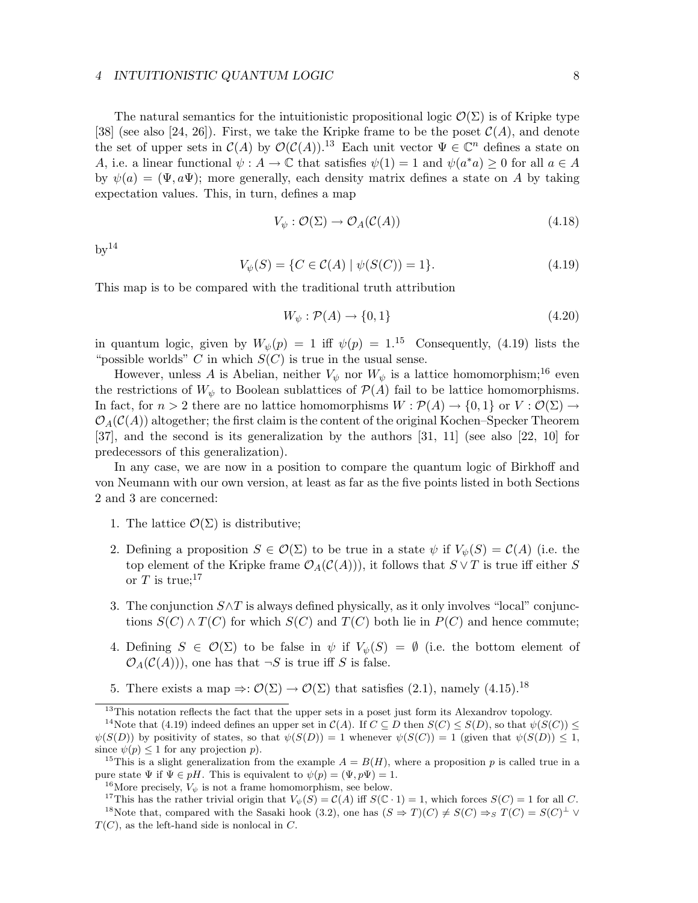The natural semantics for the intuitionistic propositional logic $\mathcal{O}(\Sigma)$ is of Kripke type [38] (see also [24, 26]). First, we take the Kripke frame to be the poset $\mathcal{C}(A)$, and denote the set of upper sets in $\mathcal{C}(A)$ by $\mathcal{O}(\mathcal{C}(A))$.[13] Each unit vector $\Psi \in \mathbb{C}^n$ defines a state on $A$, i.e. a linear functional $\psi : A \to \mathbb{C}$ that satisfies $\psi(1) = 1$ and $\psi(a^*a) \geq 0$ for all $a \in A$ by $\psi(a) = (\Psi, a\Psi)$; more generally, each density matrix defines a state on $A$ by taking expectation values. This, in turn, defines a map

$$V_\psi : \mathcal{O}(\Sigma) \to \mathcal{O}_A(\mathcal{C}(A)) \tag{4.18}$$

by[14]

$$V_\psi(S) = \{C \in \mathcal{C}(A) \mid \psi(S(C)) = 1\}. \tag{4.19}$$

This map is to be compared with the traditional truth attribution

$$W_\psi : \mathcal{P}(A) \to \{0, 1\} \tag{4.20}$$

in quantum logic, given by $W_\psi(p) = 1$ iff $\psi(p) = 1$.[15] Consequently, (4.19) lists the "possible worlds" $C$ in which $S(C)$ is true in the usual sense.

However, unless $A$ is Abelian, neither $V_\psi$ nor $W_\psi$ is a lattice homomorphism;[16] even the restrictions of $W_\psi$ to Boolean sublattices of $\mathcal{P}(A)$ fail to be lattice homomorphisms. In fact, for $n > 2$ there are no lattice homomorphisms $W : \mathcal{P}(A) \to \{0, 1\}$ or $V : \mathcal{O}(\Sigma) \to \mathcal{O}_A(\mathcal{C}(A))$ altogether; the first claim is the content of the original Kochen–Specker Theorem [37], and the second is its generalization by the authors [31, 11] (see also [22, 10] for predecessors of this generalization).

In any case, we are now in a position to compare the quantum logic of Birkhoff and von Neumann with our own version, at least as far as the five points listed in both Sections 2 and 3 are concerned:

1. The lattice $\mathcal{O}(\Sigma)$ is distributive;
2. Defining a proposition $S \in \mathcal{O}(\Sigma)$ to be true in a state $\psi$ if $V_\psi(S) = \mathcal{C}(A)$ (i.e. the top element of the Kripke frame $\mathcal{O}_A(\mathcal{C}(A))$), it follows that $S \vee T$ is true iff either $S$ or $T$ is true;[17]
3. The conjunction $S \wedge T$ is always defined physically, as it only involves "local" conjunctions $S(C) \wedge T(C)$ for which $S(C)$ and $T(C)$ both lie in $P(C)$ and hence commute;
4. Defining $S \in \mathcal{O}(\Sigma)$ to be false in $\psi$ if $V_\psi(S) = \emptyset$ (i.e. the bottom element of $\mathcal{O}_A(\mathcal{C}(A))$), one has that $\neg S$ is true iff $S$ is false.
5. There exists a map $\Rightarrow : \mathcal{O}(\Sigma) \to \mathcal{O}(\Sigma)$ that satisfies (2.1), namely (4.15).[18]

---

[13] This notation reflects the fact that the upper sets in a poset just form its Alexandrov topology.

[14] Note that (4.19) indeed defines an upper set in $\mathcal{C}(A)$. If $C \subseteq D$ then $S(C) \leq S(D)$, so that $\psi(S(C)) \leq \psi(S(D))$ by positivity of states, so that $\psi(S(D)) = 1$ whenever $\psi(S(C)) = 1$ (given that $\psi(S(D)) \leq 1$, since $\psi(p) \leq 1$ for any projection $p$).

[15] This is a slight generalization from the example $A = B(H)$, where a proposition $p$ is called true in a pure state $\Psi$ if $\Psi \in pH$. This is equivalent to $\psi(p) = (\Psi, p\Psi) = 1$.

[16] More precisely, $V_\psi$ is not a frame homomorphism, see below.

[17] This has the rather trivial origin that $V_\psi(S) = \mathcal{C}(A)$ iff $S(\mathbb{C} \cdot 1) = 1$, which forces $S(C) = 1$ for all $C$.

[18] Note that, compared with the Sasaki hook (3.2), one has $(S \Rightarrow T)(C) \neq S(C) \Rightarrow_S T(C) = S(C)^\perp \vee T(C)$, as the left-hand side is nonlocal in $C$.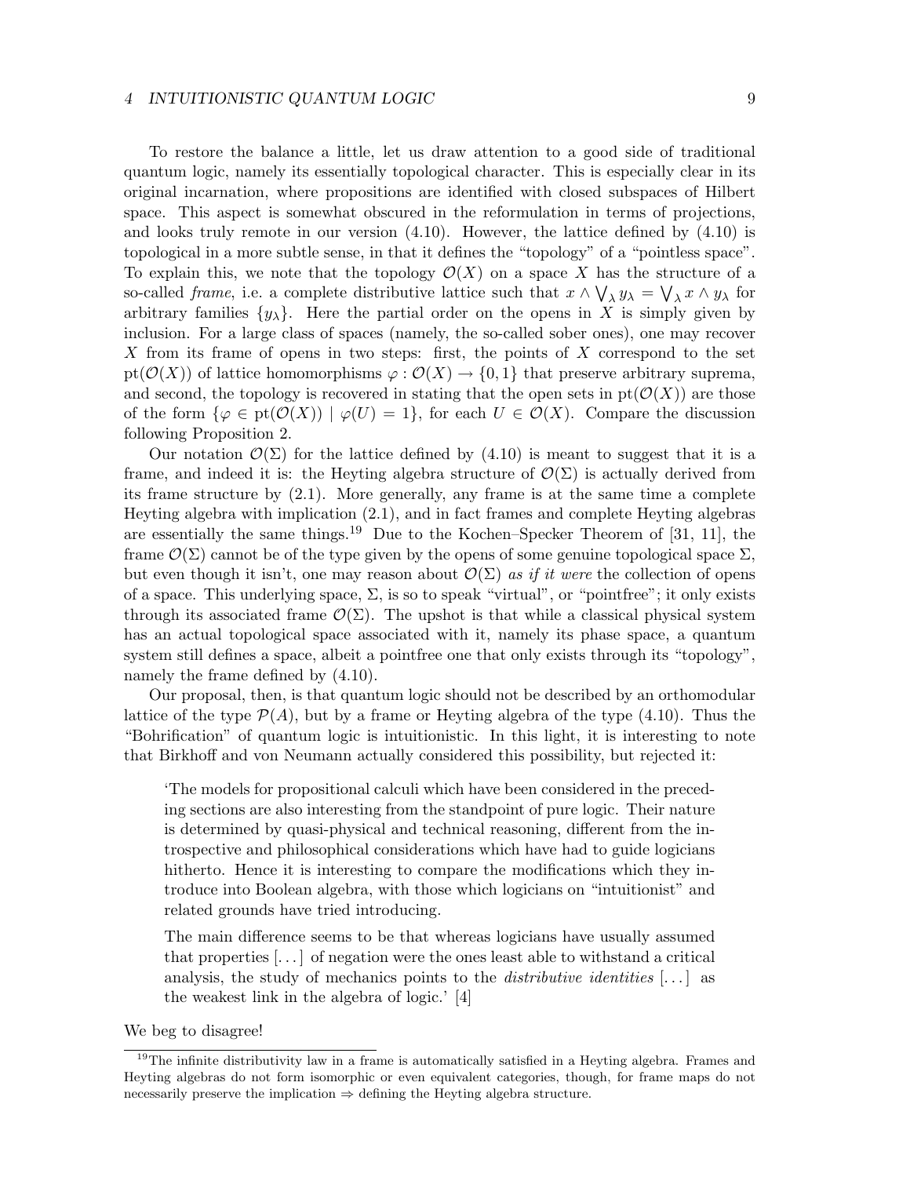To restore the balance a little, let us draw attention to a good side of traditional quantum logic, namely its essentially topological character. This is especially clear in its original incarnation, where propositions are identified with closed subspaces of Hilbert space. This aspect is somewhat obscured in the reformulation in terms of projections, and looks truly remote in our version (4.10). However, the lattice defined by (4.10) is topological in a more subtle sense, in that it defines the "topology" of a "pointless space". To explain this, we note that the topology $\mathcal{O}(X)$ on a space $X$ has the structure of a so-called *frame*, i.e. a complete distributive lattice such that $x \wedge \bigvee_\lambda y_\lambda = \bigvee_\lambda x \wedge y_\lambda$ for arbitrary families $\{y_\lambda\}$. Here the partial order on the opens in $X$ is simply given by inclusion. For a large class of spaces (namely, the so-called sober ones), one may recover $X$ from its frame of opens in two steps: first, the points of $X$ correspond to the set $\mathrm{pt}(\mathcal{O}(X))$ of lattice homomorphisms $\varphi : \mathcal{O}(X) \to \{0, 1\}$ that preserve arbitrary suprema, and second, the topology is recovered in stating that the open sets in $\mathrm{pt}(\mathcal{O}(X))$ are those of the form $\{\varphi \in \mathrm{pt}(\mathcal{O}(X)) \mid \varphi(U) = 1\}$, for each $U \in \mathcal{O}(X)$. Compare the discussion following Proposition 2.

Our notation $\mathcal{O}(\Sigma)$ for the lattice defined by (4.10) is meant to suggest that it is a frame, and indeed it is: the Heyting algebra structure of $\mathcal{O}(\Sigma)$ is actually derived from its frame structure by (2.1). More generally, any frame is at the same time a complete Heyting algebra with implication (2.1), and in fact frames and complete Heyting algebras are essentially the same things.[19] Due to the Kochen–Specker Theorem of [31, 11], the frame $\mathcal{O}(\Sigma)$ cannot be of the type given by the opens of some genuine topological space $\Sigma$, but even though it isn't, one may reason about $\mathcal{O}(\Sigma)$ *as if it were* the collection of opens of a space. This underlying space, $\Sigma$, is so to speak "virtual", or "pointfree"; it only exists through its associated frame $\mathcal{O}(\Sigma)$. The upshot is that while a classical physical system has an actual topological space associated with it, namely its phase space, a quantum system still defines a space, albeit a pointfree one that only exists through its "topology", namely the frame defined by (4.10).

Our proposal, then, is that quantum logic should not be described by an orthomodular lattice of the type $\mathcal{P}(A)$, but by a frame or Heyting algebra of the type (4.10). Thus the "Bohrification" of quantum logic is intuitionistic. In this light, it is interesting to note that Birkhoff and von Neumann actually considered this possibility, but rejected it:

> 'The models for propositional calculi which have been considered in the preceding sections are also interesting from the standpoint of pure logic. Their nature is determined by quasi-physical and technical reasoning, different from the introspective and philosophical considerations which have had to guide logicians hitherto. Hence it is interesting to compare the modifications which they introduce into Boolean algebra, with those which logicians on "intuitionist" and related grounds have tried introducing.
>
> The main difference seems to be that whereas logicians have usually assumed that properties [...] of negation were the ones least able to withstand a critical analysis, the study of mechanics points to the *distributive identities* [...] as the weakest link in the algebra of logic.' [4]

We beg to disagree!

[19] The infinite distributivity law in a frame is automatically satisfied in a Heyting algebra. Frames and Heyting algebras do not form isomorphic or even equivalent categories, though, for frame maps do not necessarily preserve the implication $\Rightarrow$ defining the Heyting algebra structure.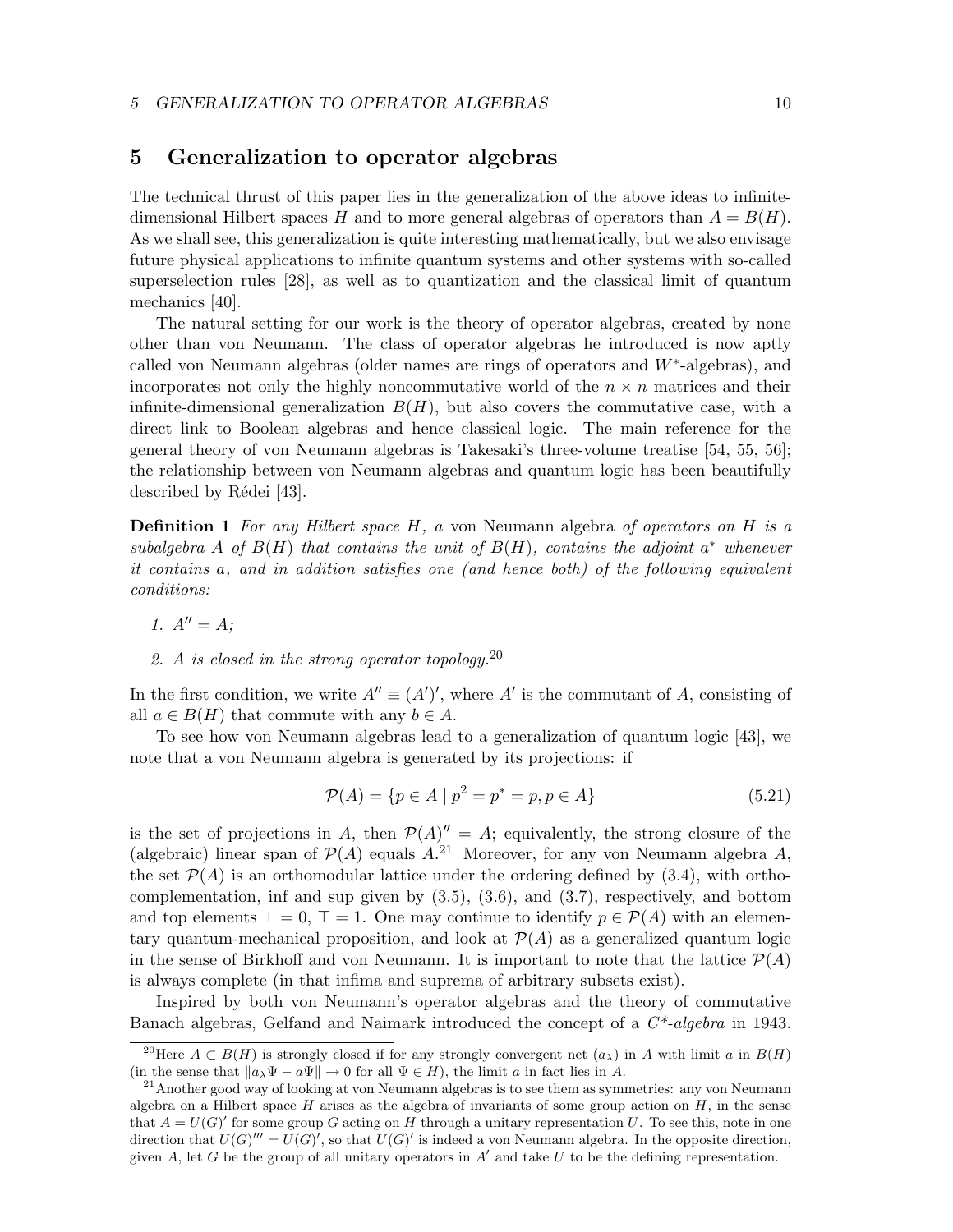## 5 Generalization to operator algebras

The technical thrust of this paper lies in the generalization of the above ideas to infinite-dimensional Hilbert spaces $H$ and to more general algebras of operators than $A = B(H)$. As we shall see, this generalization is quite interesting mathematically, but we also envisage future physical applications to infinite quantum systems and other systems with so-called superselection rules [28], as well as to quantization and the classical limit of quantum mechanics [40].

The natural setting for our work is the theory of operator algebras, created by none other than von Neumann. The class of operator algebras he introduced is now aptly called von Neumann algebras (older names are rings of operators and $W^*$-algebras), and incorporates not only the highly noncommutative world of the $n \times n$ matrices and their infinite-dimensional generalization $B(H)$, but also covers the commutative case, with a direct link to Boolean algebras and hence classical logic. The main reference for the general theory of von Neumann algebras is Takesaki's three-volume treatise [54, 55, 56]; the relationship between von Neumann algebras and quantum logic has been beautifully described by Rédei [43].

**Definition 1** *For any Hilbert space $H$, a* von Neumann algebra *of operators on $H$ is a subalgebra $A$ of $B(H)$ that contains the unit of $B(H)$, contains the adjoint $a^*$ whenever it contains $a$, and in addition satisfies one (and hence both) of the following equivalent conditions:*

1. *$A'' = A$;*
2. *$A$ is closed in the strong operator topology.*[20]

In the first condition, we write $A'' \equiv (A')'$, where $A'$ is the commutant of $A$, consisting of all $a \in B(H)$ that commute with any $b \in A$.

To see how von Neumann algebras lead to a generalization of quantum logic [43], we note that a von Neumann algebra is generated by its projections: if

$$\mathcal{P}(A) = \{p \in A \mid p^2 = p^* = p, p \in A\} \tag{5.21}$$

is the set of projections in $A$, then $\mathcal{P}(A)'' = A$; equivalently, the strong closure of the (algebraic) linear span of $\mathcal{P}(A)$ equals $A$.[21] Moreover, for any von Neumann algebra $A$, the set $\mathcal{P}(A)$ is an orthomodular lattice under the ordering defined by (3.4), with orthocomplementation, inf and sup given by (3.5), (3.6), and (3.7), respectively, and bottom and top elements $\perp = 0$, $\top = 1$. One may continue to identify $p \in \mathcal{P}(A)$ with an elementary quantum-mechanical proposition, and look at $\mathcal{P}(A)$ as a generalized quantum logic in the sense of Birkhoff and von Neumann. It is important to note that the lattice $\mathcal{P}(A)$ is always complete (in that infima and suprema of arbitrary subsets exist).

Inspired by both von Neumann's operator algebras and the theory of commutative Banach algebras, Gelfand and Naimark introduced the concept of a *$C^*$-algebra* in 1943.

---

[20] Here $A \subset B(H)$ is strongly closed if for any strongly convergent net $(a_\lambda)$ in $A$ with limit $a$ in $B(H)$ (in the sense that $\|a_\lambda \Psi - a\Psi\| \to 0$ for all $\Psi \in H$), the limit $a$ in fact lies in $A$.

[21] Another good way of looking at von Neumann algebras is to see them as symmetries: any von Neumann algebra on a Hilbert space $H$ arises as the algebra of invariants of some group action on $H$, in the sense that $A = U(G)'$ for some group $G$ acting on $H$ through a unitary representation $U$. To see this, note in one direction that $U(G)''' = U(G)'$, so that $U(G)'$ is indeed a von Neumann algebra. In the opposite direction, given $A$, let $G$ be the group of all unitary operators in $A'$ and take $U$ to be the defining representation.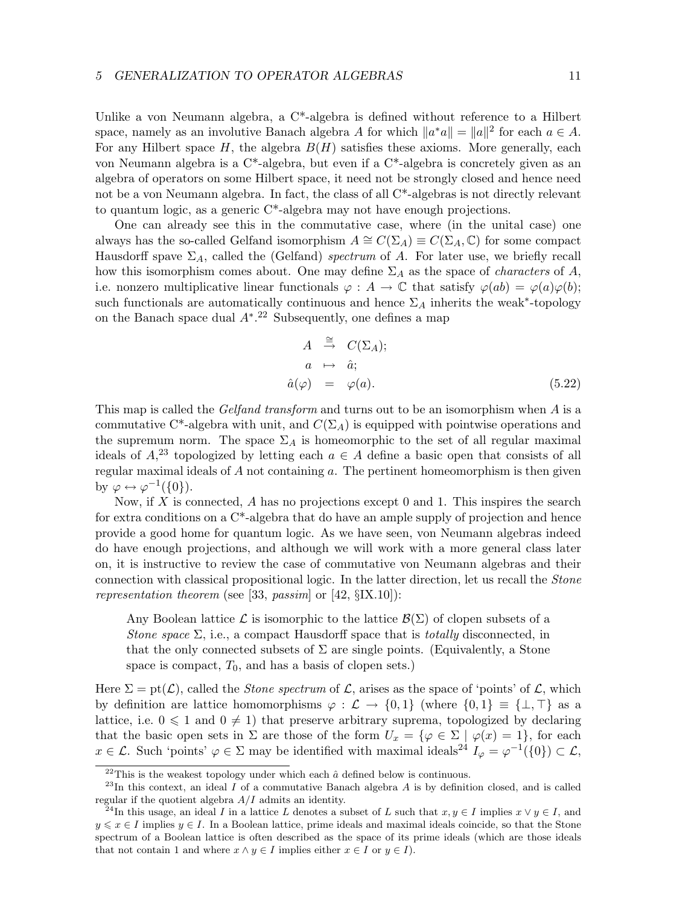Unlike a von Neumann algebra, a C*-algebra is defined without reference to a Hilbert space, namely as an involutive Banach algebra $A$ for which $\|a^*a\| = \|a\|^2$ for each $a \in A$. For any Hilbert space $H$, the algebra $B(H)$ satisfies these axioms. More generally, each von Neumann algebra is a C*-algebra, but even if a C*-algebra is concretely given as an algebra of operators on some Hilbert space, it need not be strongly closed and hence need not be a von Neumann algebra. In fact, the class of all C*-algebras is not directly relevant to quantum logic, as a generic C*-algebra may not have enough projections.

One can already see this in the commutative case, where (in the unital case) one always has the so-called Gelfand isomorphism $A \cong C(\Sigma_A) \equiv C(\Sigma_A, \mathbb{C})$ for some compact Hausdorff spave $\Sigma_A$, called the (Gelfand) *spectrum* of $A$. For later use, we briefly recall how this isomorphism comes about. One may define $\Sigma_A$ as the space of *characters* of $A$, i.e. nonzero multiplicative linear functionals $\varphi : A \to \mathbb{C}$ that satisfy $\varphi(ab) = \varphi(a)\varphi(b)$; such functionals are automatically continuous and hence $\Sigma_A$ inherits the weak*-topology on the Banach space dual $A^*$.[22] Subsequently, one defines a map

$$
\begin{aligned}
A &\overset{\cong}{\to} C(\Sigma_A);\\
a &\mapsto \hat{a};\\
\hat{a}(\varphi) &= \varphi(a).
\end{aligned}
\tag{5.22}
$$

This map is called the *Gelfand transform* and turns out to be an isomorphism when $A$ is a commutative C*-algebra with unit, and $C(\Sigma_A)$ is equipped with pointwise operations and the supremum norm. The space $\Sigma_A$ is homeomorphic to the set of all regular maximal ideals of $A$,[23] topologized by letting each $a \in A$ define a basic open that consists of all regular maximal ideals of $A$ not containing $a$. The pertinent homeomorphism is then given by $\varphi \leftrightarrow \varphi^{-1}(\{0\})$.

Now, if $X$ is connected, $A$ has no projections except 0 and 1. This inspires the search for extra conditions on a C*-algebra that do have an ample supply of projection and hence provide a good home for quantum logic. As we have seen, von Neumann algebras indeed do have enough projections, and although we will work with a more general class later on, it is instructive to review the case of commutative von Neumann algebras and their connection with classical propositional logic. In the latter direction, let us recall the *Stone representation theorem* (see [33, *passim*] or [42, §IX.10]):

> Any Boolean lattice $\mathcal{L}$ is isomorphic to the lattice $\mathcal{B}(\Sigma)$ of clopen subsets of a *Stone space* $\Sigma$, i.e., a compact Hausdorff space that is *totally* disconnected, in that the only connected subsets of $\Sigma$ are single points. (Equivalently, a Stone space is compact, $T_0$, and has a basis of clopen sets.)

Here $\Sigma = \mathrm{pt}(\mathcal{L})$, called the *Stone spectrum* of $\mathcal{L}$, arises as the space of 'points' of $\mathcal{L}$, which by definition are lattice homomorphisms $\varphi : \mathcal{L} \to \{0,1\}$ (where $\{0,1\} \equiv \{\perp, \top\}$ as a lattice, i.e. $0 \leqslant 1$ and $0 \neq 1$) that preserve arbitrary suprema, topologized by declaring that the basic open sets in $\Sigma$ are those of the form $U_x = \{\varphi \in \Sigma \mid \varphi(x) = 1\}$, for each $x \in \mathcal{L}$. Such 'points' $\varphi \in \Sigma$ may be identified with maximal ideals[24] $I_\varphi = \varphi^{-1}(\{0\}) \subset \mathcal{L}$,

---

[22] This is the weakest topology under which each $\hat{a}$ defined below is continuous.

[23] In this context, an ideal $I$ of a commutative Banach algebra $A$ is by definition closed, and is called regular if the quotient algebra $A/I$ admits an identity.

[24] In this usage, an ideal $I$ in a lattice $L$ denotes a subset of $L$ such that $x, y \in I$ implies $x \vee y \in I$, and $y \leqslant x \in I$ implies $y \in I$. In a Boolean lattice, prime ideals and maximal ideals coincide, so that the Stone spectrum of a Boolean lattice is often described as the space of its prime ideals (which are those ideals that not contain 1 and where $x \wedge y \in I$ implies either $x \in I$ or $y \in I$).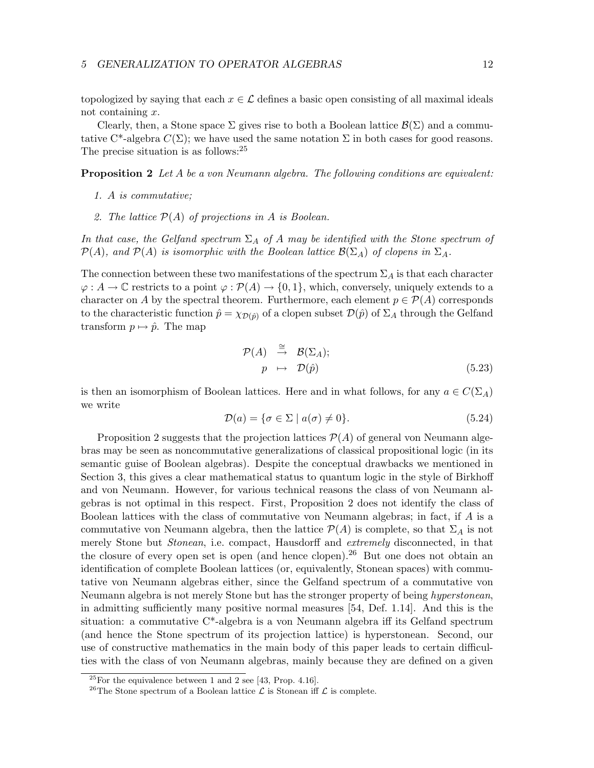topologized by saying that each $x \in \mathcal{L}$ defines a basic open consisting of all maximal ideals not containing $x$.

Clearly, then, a Stone space $\Sigma$ gives rise to both a Boolean lattice $\mathcal{B}(\Sigma)$ and a commutative C*-algebra $C(\Sigma)$; we have used the same notation $\Sigma$ in both cases for good reasons. The precise situation is as follows:[25]

**Proposition 2** *Let $A$ be a von Neumann algebra. The following conditions are equivalent:*

1. *$A$ is commutative;*
2. *The lattice $\mathcal{P}(A)$ of projections in $A$ is Boolean.*

*In that case, the Gelfand spectrum $\Sigma_A$ of $A$ may be identified with the Stone spectrum of $\mathcal{P}(A)$, and $\mathcal{P}(A)$ is isomorphic with the Boolean lattice $\mathcal{B}(\Sigma_A)$ of clopens in $\Sigma_A$.*

The connection between these two manifestations of the spectrum $\Sigma_A$ is that each character $\varphi : A \to \mathbb{C}$ restricts to a point $\varphi : \mathcal{P}(A) \to \{0, 1\}$, which, conversely, uniquely extends to a character on $A$ by the spectral theorem. Furthermore, each element $p \in \mathcal{P}(A)$ corresponds to the characteristic function $\hat{p} = \chi_{\mathcal{D}(\hat{p})}$ of a clopen subset $\mathcal{D}(\hat{p})$ of $\Sigma_A$ through the Gelfand transform $p \mapsto \hat{p}$. The map

$$\begin{array}{rcl} \mathcal{P}(A) & \stackrel{\cong}{\to} & \mathcal{B}(\Sigma_A); \\ p & \mapsto & \mathcal{D}(\hat{p}) \end{array} \tag{5.23}$$

is then an isomorphism of Boolean lattices. Here and in what follows, for any $a \in C(\Sigma_A)$ we write

$$\mathcal{D}(a) = \{\sigma \in \Sigma \mid a(\sigma) \neq 0\}. \tag{5.24}$$

Proposition 2 suggests that the projection lattices $\mathcal{P}(A)$ of general von Neumann algebras may be seen as noncommutative generalizations of classical propositional logic (in its semantic guise of Boolean algebras). Despite the conceptual drawbacks we mentioned in Section 3, this gives a clear mathematical status to quantum logic in the style of Birkhoff and von Neumann. However, for various technical reasons the class of von Neumann algebras is not optimal in this respect. First, Proposition 2 does not identify the class of Boolean lattices with the class of commutative von Neumann algebras; in fact, if $A$ is a commutative von Neumann algebra, then the lattice $\mathcal{P}(A)$ is complete, so that $\Sigma_A$ is not merely Stone but *Stonean*, i.e. compact, Hausdorff and *extremely* disconnected, in that the closure of every open set is open (and hence clopen).[26] But one does not obtain an identification of complete Boolean lattices (or, equivalently, Stonean spaces) with commutative von Neumann algebras either, since the Gelfand spectrum of a commutative von Neumann algebra is not merely Stone but has the stronger property of being *hyperstonean*, in admitting sufficiently many positive normal measures [54, Def. 1.14]. And this is the situation: a commutative C*-algebra is a von Neumann algebra iff its Gelfand spectrum (and hence the Stone spectrum of its projection lattice) is hyperstonean. Second, our use of constructive mathematics in the main body of this paper leads to certain difficulties with the class of von Neumann algebras, mainly because they are defined on a given

[25] For the equivalence between 1 and 2 see [43, Prop. 4.16].

[26] The Stone spectrum of a Boolean lattice $\mathcal{L}$ is Stonean iff $\mathcal{L}$ is complete.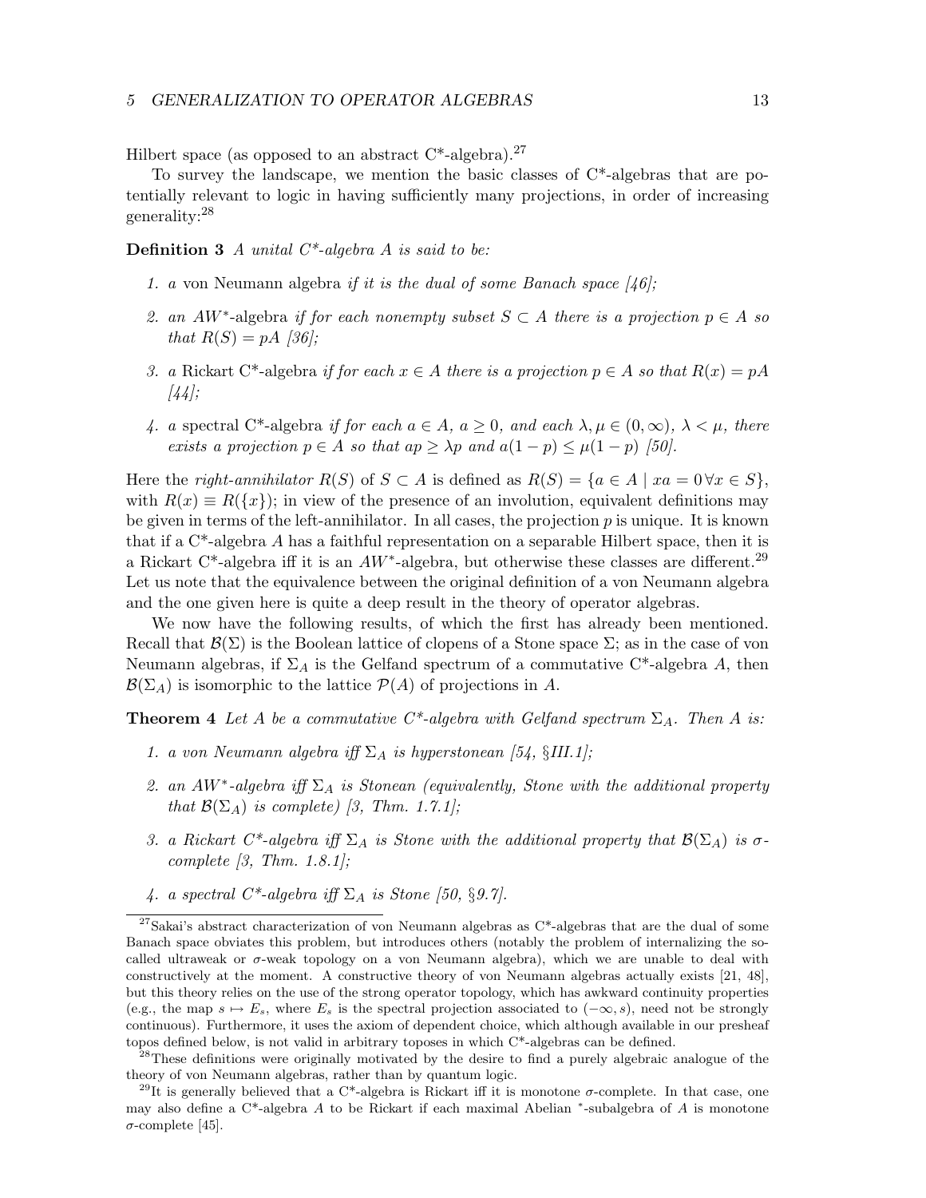Hilbert space (as opposed to an abstract C*-algebra).[27]

To survey the landscape, we mention the basic classes of C*-algebras that are potentially relevant to logic in having sufficiently many projections, in order of increasing generality:[28]

**Definition 3** *A unital C*-algebra $A$ is said to be:*

1. *a* von Neumann algebra *if it is the dual of some Banach space [46];*
2. *an* $AW^*$-algebra *if for each nonempty subset $S \subset A$ there is a projection $p \in A$ so that $R(S) = pA$ [36];*
3. *a* Rickart C*-algebra *if for each $x \in A$ there is a projection $p \in A$ so that $R(x) = pA$ [44];*
4. *a* spectral C*-algebra *if for each $a \in A$, $a \geq 0$, and each $\lambda, \mu \in (0, \infty)$, $\lambda < \mu$, there exists a projection $p \in A$ so that $ap \geq \lambda p$ and $a(1-p) \leq \mu(1-p)$ [50].*

Here the *right-annihilator* $R(S)$ of $S \subset A$ is defined as $R(S) = \{a \in A \mid xa = 0 \, \forall x \in S\}$, with $R(x) \equiv R(\{x\})$; in view of the presence of an involution, equivalent definitions may be given in terms of the left-annihilator. In all cases, the projection $p$ is unique. It is known that if a C*-algebra $A$ has a faithful representation on a separable Hilbert space, then it is a Rickart C*-algebra iff it is an $AW^*$-algebra, but otherwise these classes are different.[29] Let us note that the equivalence between the original definition of a von Neumann algebra and the one given here is quite a deep result in the theory of operator algebras.

We now have the following results, of which the first has already been mentioned. Recall that $\mathcal{B}(\Sigma)$ is the Boolean lattice of clopens of a Stone space $\Sigma$; as in the case of von Neumann algebras, if $\Sigma_A$ is the Gelfand spectrum of a commutative C*-algebra $A$, then $\mathcal{B}(\Sigma_A)$ is isomorphic to the lattice $\mathcal{P}(A)$ of projections in $A$.

**Theorem 4** *Let $A$ be a commutative C*-algebra with Gelfand spectrum $\Sigma_A$. Then $A$ is:*

1. *a von Neumann algebra iff $\Sigma_A$ is hyperstonean [54, §III.1];*
2. *an $AW^*$-algebra iff $\Sigma_A$ is Stonean (equivalently, Stone with the additional property that $\mathcal{B}(\Sigma_A)$ is complete) [3, Thm. 1.7.1];*
3. *a Rickart C*-algebra iff $\Sigma_A$ is Stone with the additional property that $\mathcal{B}(\Sigma_A)$ is $\sigma$-complete [3, Thm. 1.8.1];*
4. *a spectral C*-algebra iff $\Sigma_A$ is Stone [50, §9.7].*

---

[27] Sakai's abstract characterization of von Neumann algebras as C*-algebras that are the dual of some Banach space obviates this problem, but introduces others (notably the problem of internalizing the so-called ultraweak or $\sigma$-weak topology on a von Neumann algebra), which we are unable to deal with constructively at the moment. A constructive theory of von Neumann algebras actually exists [21, 48], but this theory relies on the use of the strong operator topology, which has awkward continuity properties (e.g., the map $s \mapsto E_s$, where $E_s$ is the spectral projection associated to $(-\infty, s)$, need not be strongly continuous). Furthermore, it uses the axiom of dependent choice, which although available in our presheaf topos defined below, is not valid in arbitrary toposes in which C*-algebras can be defined.

[28] These definitions were originally motivated by the desire to find a purely algebraic analogue of the theory of von Neumann algebras, rather than by quantum logic.

[29] It is generally believed that a C*-algebra is Rickart iff it is monotone $\sigma$-complete. In that case, one may also define a C*-algebra $A$ to be Rickart if each maximal Abelian *-subalgebra of $A$ is monotone $\sigma$-complete [45].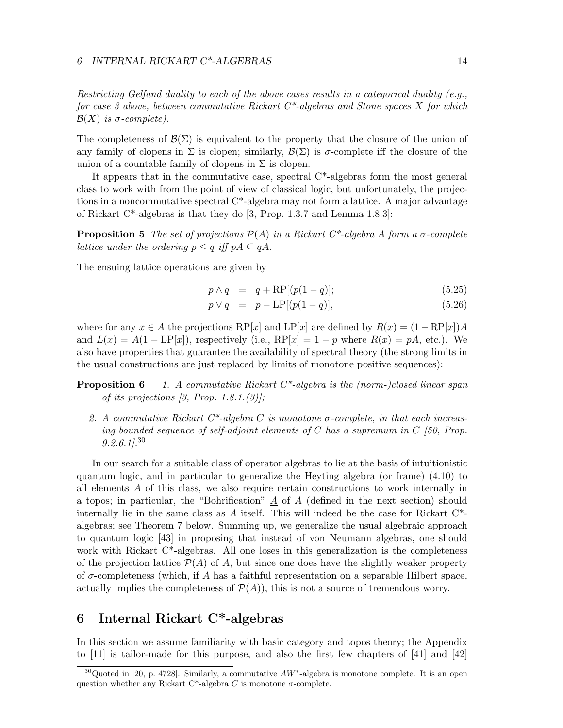*Restricting Gelfand duality to each of the above cases results in a categorical duality (e.g., for case 3 above, between commutative Rickart C\*-algebras and Stone spaces $X$ for which $\mathcal{B}(X)$ is $\sigma$-complete).*

The completeness of $\mathcal{B}(\Sigma)$ is equivalent to the property that the closure of the union of any family of clopens in $\Sigma$ is clopen; similarly, $\mathcal{B}(\Sigma)$ is $\sigma$-complete iff the closure of the union of a countable family of clopens in $\Sigma$ is clopen.

It appears that in the commutative case, spectral C\*-algebras form the most general class to work with from the point of view of classical logic, but unfortunately, the projections in a noncommutative spectral C\*-algebra may not form a lattice. A major advantage of Rickart C\*-algebras is that they do [3, Prop. 1.3.7 and Lemma 1.8.3]:

**Proposition 5** *The set of projections $\mathcal{P}(A)$ in a Rickart C\*-algebra $A$ form a $\sigma$-complete lattice under the ordering $p \leq q$ iff $pA \subseteq qA$.*

The ensuing lattice operations are given by

$$p \wedge q = q + \mathrm{RP}[(p(1-q)]; \tag{5.25}$$

$$p \vee q = p - \mathrm{LP}[(p(1-q)], \tag{5.26}$$

where for any $x \in A$ the projections $\mathrm{RP}[x]$ and $\mathrm{LP}[x]$ are defined by $R(x) = (1 - \mathrm{RP}[x])A$ and $L(x) = A(1 - \mathrm{LP}[x])$, respectively (i.e., $\mathrm{RP}[x] = 1 - p$ where $R(x) = pA$, etc.). We also have properties that guarantee the availability of spectral theory (the strong limits in the usual constructions are just replaced by limits of monotone positive sequences):

**Proposition 6**

1. *A commutative Rickart C\*-algebra is the (norm-)closed linear span of its projections [3, Prop. 1.8.1.(3)];*
2. *A commutative Rickart C\*-algebra $C$ is monotone $\sigma$-complete, in that each increasing bounded sequence of self-adjoint elements of $C$ has a supremum in $C$ [50, Prop. 9.2.6.1].*[30]

In our search for a suitable class of operator algebras to lie at the basis of intuitionistic quantum logic, and in particular to generalize the Heyting algebra (or frame) (4.10) to all elements $A$ of this class, we also require certain constructions to work internally in a topos; in particular, the "Bohrification" $\underline{A}$ of $A$ (defined in the next section) should internally lie in the same class as $A$ itself. This will indeed be the case for Rickart C\*-algebras; see Theorem 7 below. Summing up, we generalize the usual algebraic approach to quantum logic [43] in proposing that instead of von Neumann algebras, one should work with Rickart C\*-algebras. All one loses in this generalization is the completeness of the projection lattice $\mathcal{P}(A)$ of $A$, but since one does have the slightly weaker property of $\sigma$-completeness (which, if $A$ has a faithful representation on a separable Hilbert space, actually implies the completeness of $\mathcal{P}(A)$), this is not a source of tremendous worry.

## 6 Internal Rickart C\*-algebras

In this section we assume familiarity with basic category and topos theory; the Appendix to [11] is tailor-made for this purpose, and also the first few chapters of [41] and [42]

[30] Quoted in [20, p. 4728]. Similarly, a commutative $AW^*$-algebra is monotone complete. It is an open question whether any Rickart C\*-algebra $C$ is monotone $\sigma$-complete.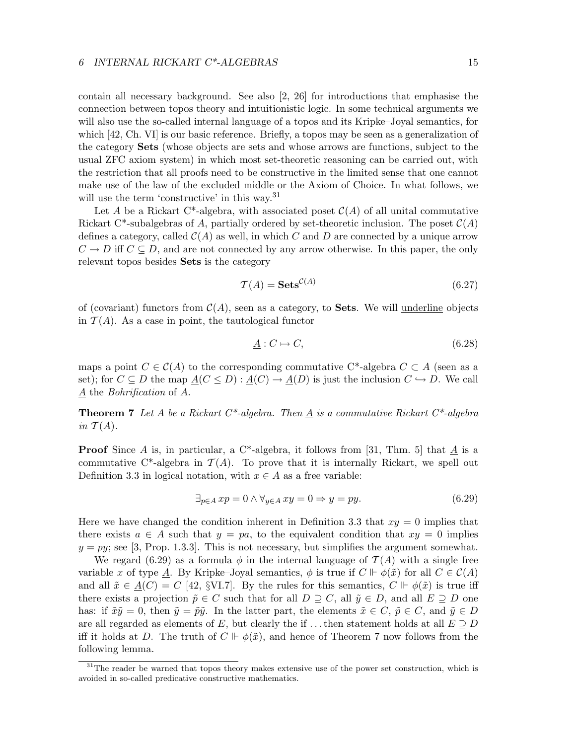contain all necessary background. See also [2, 26] for introductions that emphasise the connection between topos theory and intuitionistic logic. In some technical arguments we will also use the so-called internal language of a topos and its Kripke–Joyal semantics, for which [42, Ch. VI] is our basic reference. Briefly, a topos may be seen as a generalization of the category **Sets** (whose objects are sets and whose arrows are functions, subject to the usual ZFC axiom system) in which most set-theoretic reasoning can be carried out, with the restriction that all proofs need to be constructive in the limited sense that one cannot make use of the law of the excluded middle or the Axiom of Choice. In what follows, we will use the term 'constructive' in this way.[31]

Let $A$ be a Rickart C*-algebra, with associated poset $\mathcal{C}(A)$ of all unital commutative Rickart C*-subalgebras of $A$, partially ordered by set-theoretic inclusion. The poset $\mathcal{C}(A)$ defines a category, called $\mathcal{C}(A)$ as well, in which $C$ and $D$ are connected by a unique arrow $C \to D$ iff $C \subseteq D$, and are not connected by any arrow otherwise. In this paper, the only relevant topos besides **Sets** is the category

$$\mathcal{T}(A) = \mathbf{Sets}^{\mathcal{C}(A)} \tag{6.27}$$

of (covariant) functors from $\mathcal{C}(A)$, seen as a category, to **Sets**. We will underline objects in $\mathcal{T}(A)$. As a case in point, the tautological functor

$$\underline{A} : C \mapsto C, \tag{6.28}$$

maps a point $C \in \mathcal{C}(A)$ to the corresponding commutative C*-algebra $C \subset A$ (seen as a set); for $C \subseteq D$ the map $\underline{A}(C \leq D) : \underline{A}(C) \to \underline{A}(D)$ is just the inclusion $C \hookrightarrow D$. We call $\underline{A}$ the *Bohrification* of $A$.

**Theorem 7** *Let $A$ be a Rickart C*-algebra. Then $\underline{A}$ is a commutative Rickart C*-algebra in $\mathcal{T}(A)$.*

**Proof** Since $A$ is, in particular, a C*-algebra, it follows from [31, Thm. 5] that $\underline{A}$ is a commutative C*-algebra in $\mathcal{T}(A)$. To prove that it is internally Rickart, we spell out Definition 3.3 in logical notation, with $x \in A$ as a free variable:

$$\exists_{p \in A}\, xp = 0 \wedge \forall_{y \in A}\, xy = 0 \Rightarrow y = py. \tag{6.29}$$

Here we have changed the condition inherent in Definition 3.3 that $xy = 0$ implies that there exists $a \in A$ such that $y = pa$, to the equivalent condition that $xy = 0$ implies $y = py$; see [3, Prop. 1.3.3]. This is not necessary, but simplifies the argument somewhat.

We regard (6.29) as a formula $\phi$ in the internal language of $\mathcal{T}(A)$ with a single free variable $x$ of type $\underline{A}$. By Kripke–Joyal semantics, $\phi$ is true if $C \Vdash \phi(\tilde{x})$ for all $C \in \mathcal{C}(A)$ and all $\tilde{x} \in \underline{A}(C) = C$ [42, §VI.7]. By the rules for this semantics, $C \Vdash \phi(\tilde{x})$ is true iff there exists a projection $\tilde{p} \in C$ such that for all $D \supseteq C$, all $\tilde{y} \in D$, and all $E \supseteq D$ one has: if $\tilde{x}\tilde{y} = 0$, then $\tilde{y} = \tilde{p}\tilde{y}$. In the latter part, the elements $\tilde{x} \in C$, $\tilde{p} \in C$, and $\tilde{y} \in D$ are all regarded as elements of $E$, but clearly the if ... then statement holds at all $E \supseteq D$ iff it holds at $D$. The truth of $C \Vdash \phi(\tilde{x})$, and hence of Theorem 7 now follows from the following lemma.

[31] The reader be warned that topos theory makes extensive use of the power set construction, which is avoided in so-called predicative constructive mathematics.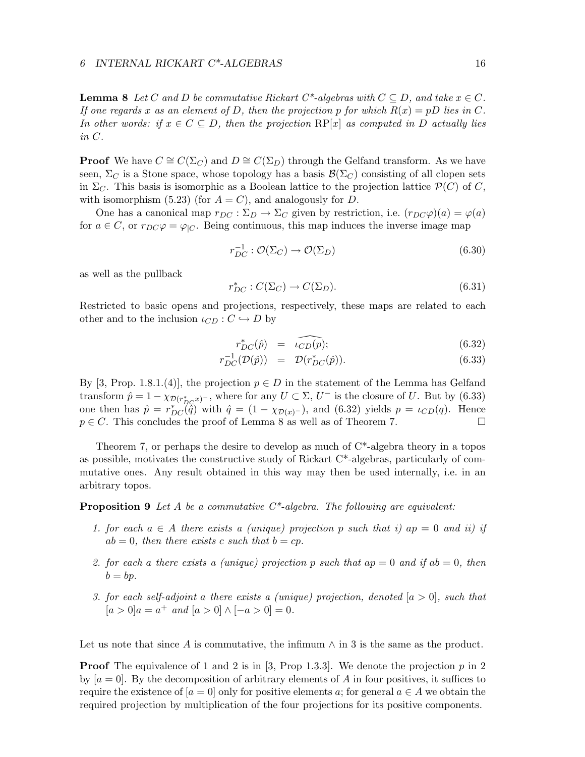**Lemma 8** *Let $C$ and $D$ be commutative Rickart C\*-algebras with $C \subseteq D$, and take $x \in C$. If one regards $x$ as an element of $D$, then the projection $p$ for which $R(x) = pD$ lies in $C$. In other words: if $x \in C \subseteq D$, then the projection $\mathrm{RP}[x]$ as computed in $D$ actually lies in $C$.*

**Proof** We have $C \cong C(\Sigma_C)$ and $D \cong C(\Sigma_D)$ through the Gelfand transform. As we have seen, $\Sigma_C$ is a Stone space, whose topology has a basis $\mathcal{B}(\Sigma_C)$ consisting of all clopen sets in $\Sigma_C$. This basis is isomorphic as a Boolean lattice to the projection lattice $\mathcal{P}(C)$ of $C$, with isomorphism (5.23) (for $A = C$), and analogously for $D$.

One has a canonical map $r_{DC} : \Sigma_D \to \Sigma_C$ given by restriction, i.e. $(r_{DC}\varphi)(a) = \varphi(a)$ for $a \in C$, or $r_{DC}\varphi = \varphi_{|C}$. Being continuous, this map induces the inverse image map

$$r_{DC}^{-1} : \mathcal{O}(\Sigma_C) \to \mathcal{O}(\Sigma_D) \tag{6.30}$$

as well as the pullback

$$r_{DC}^{*} : C(\Sigma_C) \to C(\Sigma_D). \tag{6.31}$$

Restricted to basic opens and projections, respectively, these maps are related to each other and to the inclusion $\iota_{CD} : C \hookrightarrow D$ by

$$r_{DC}^{*}(\hat{p}) = \widehat{\iota_{CD}(p)}; \tag{6.32}$$

$$r_{DC}^{-1}(\mathcal{D}(\hat{p})) = \mathcal{D}(r_{DC}^{*}(\hat{p})). \tag{6.33}$$

By [3, Prop. 1.8.1.(4)], the projection $p \in D$ in the statement of the Lemma has Gelfand transform $\hat{p} = 1 - \chi_{\mathcal{D}(r_{DC}^{*}x)^{-}}$, where for any $U \subset \Sigma$, $U^{-}$ is the closure of $U$. But by (6.33) one then has $\hat{p} = r_{DC}^{*}(\hat{q})$ with $\hat{q} = (1 - \chi_{\mathcal{D}(x)^{-}})$, and (6.32) yields $p = \iota_{CD}(q)$. Hence $p \in C$. This concludes the proof of Lemma 8 as well as of Theorem 7. $\square$

Theorem 7, or perhaps the desire to develop as much of C\*-algebra theory in a topos as possible, motivates the constructive study of Rickart C\*-algebras, particularly of commutative ones. Any result obtained in this way may then be used internally, i.e. in an arbitrary topos.

**Proposition 9** *Let $A$ be a commutative C\*-algebra. The following are equivalent:*

1. *for each $a \in A$ there exists a (unique) projection $p$ such that i) $ap = 0$ and ii) if $ab = 0$, then there exists $c$ such that $b = cp$.*
2. *for each $a$ there exists a (unique) projection $p$ such that $ap = 0$ and if $ab = 0$, then $b = bp$.*
3. *for each self-adjoint $a$ there exists a (unique) projection, denoted $[a > 0]$, such that $[a > 0]a = a^{+}$ and $[a > 0] \wedge [-a > 0] = 0$.*

Let us note that since $A$ is commutative, the infimum $\wedge$ in 3 is the same as the product.

**Proof** The equivalence of 1 and 2 is in [3, Prop 1.3.3]. We denote the projection $p$ in 2 by $[a = 0]$. By the decomposition of arbitrary elements of $A$ in four positives, it suffices to require the existence of $[a = 0]$ only for positive elements $a$; for general $a \in A$ we obtain the required projection by multiplication of the four projections for its positive components.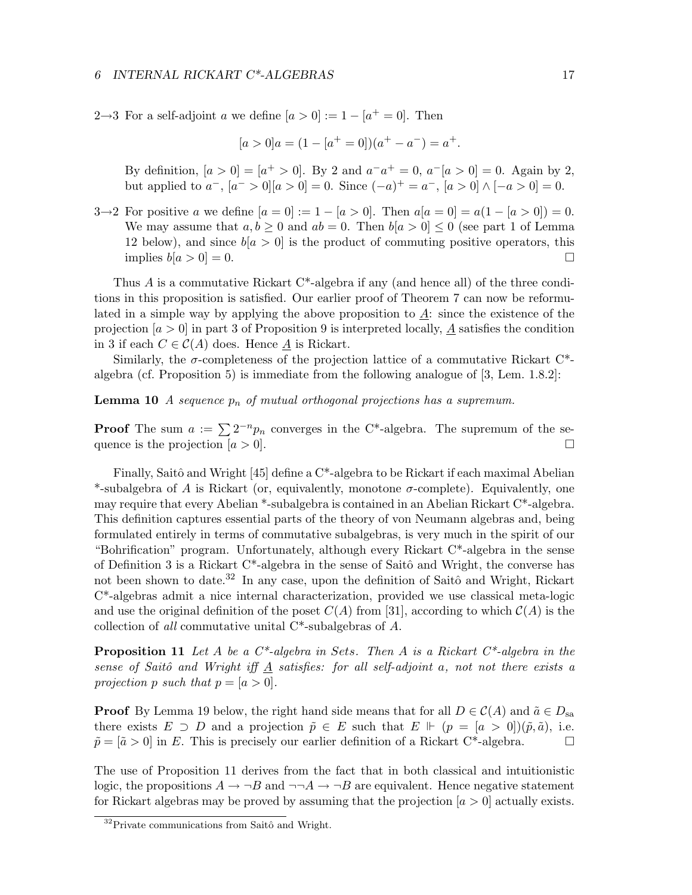2→3 For a self-adjoint $a$ we define $[a > 0] := 1 - [a^+ = 0]$. Then

$$[a > 0]a = (1 - [a^+ = 0])(a^+ - a^-) = a^+.$$

By definition, $[a > 0] = [a^+ > 0]$. By 2 and $a^-a^+ = 0$, $a^-[a > 0] = 0$. Again by 2, but applied to $a^-$, $[a^- > 0][a > 0] = 0$. Since $(-a)^+ = a^-$, $[a > 0] \wedge [-a > 0] = 0$.

3→2 For positive $a$ we define $[a = 0] := 1 - [a > 0]$. Then $a[a = 0] = a(1 - [a > 0]) = 0$. We may assume that $a, b \geq 0$ and $ab = 0$. Then $b[a > 0] \leq 0$ (see part 1 of Lemma 12 below), and since $b[a > 0]$ is the product of commuting positive operators, this implies $b[a > 0] = 0$. □

Thus $A$ is a commutative Rickart C*-algebra if any (and hence all) of the three conditions in this proposition is satisfied. Our earlier proof of Theorem 7 can now be reformulated in a simple way by applying the above proposition to $\underline{A}$: since the existence of the projection $[a > 0]$ in part 3 of Proposition 9 is interpreted locally, $\underline{A}$ satisfies the condition in 3 if each $C \in \mathcal{C}(A)$ does. Hence $\underline{A}$ is Rickart.

Similarly, the $\sigma$-completeness of the projection lattice of a commutative Rickart C*-algebra (cf. Proposition 5) is immediate from the following analogue of [3, Lem. 1.8.2]:

**Lemma 10** *A sequence $p_n$ of mutual orthogonal projections has a supremum.*

**Proof** The sum $a := \sum 2^{-n} p_n$ converges in the C*-algebra. The supremum of the sequence is the projection $[a > 0]$. □

Finally, Saitô and Wright [45] define a C*-algebra to be Rickart if each maximal Abelian *-subalgebra of $A$ is Rickart (or, equivalently, monotone $\sigma$-complete). Equivalently, one may require that every Abelian *-subalgebra is contained in an Abelian Rickart C*-algebra. This definition captures essential parts of the theory of von Neumann algebras and, being formulated entirely in terms of commutative subalgebras, is very much in the spirit of our "Bohrification" program. Unfortunately, although every Rickart C*-algebra in the sense of Definition 3 is a Rickart C*-algebra in the sense of Saitô and Wright, the converse has not been shown to date.[32] In any case, upon the definition of Saitô and Wright, Rickart C*-algebras admit a nice internal characterization, provided we use classical meta-logic and use the original definition of the poset $C(A)$ from [31], according to which $\mathcal{C}(A)$ is the collection of *all* commutative unital C*-subalgebras of $A$.

**Proposition 11** *Let $A$ be a C*-algebra in* **Sets**. *Then $A$ is a Rickart C*-algebra in the sense of Saitô and Wright iff $\underline{A}$ satisfies: for all self-adjoint $a$, not not there exists a projection $p$ such that $p = [a > 0]$.*

**Proof** By Lemma 19 below, the right hand side means that for all $D \in \mathcal{C}(A)$ and $\tilde{a} \in D_{\mathrm{sa}}$ there exists $E \supset D$ and a projection $\tilde{p} \in E$ such that $E \Vdash (p = [a > 0])(\tilde{p}, \tilde{a})$, i.e. $\tilde{p} = [\tilde{a} > 0]$ in $E$. This is precisely our earlier definition of a Rickart C*-algebra. □

The use of Proposition 11 derives from the fact that in both classical and intuitionistic logic, the propositions $A \to \neg B$ and $\neg\neg A \to \neg B$ are equivalent. Hence negative statement for Rickart algebras may be proved by assuming that the projection $[a > 0]$ actually exists.

[32] Private communications from Saitô and Wright.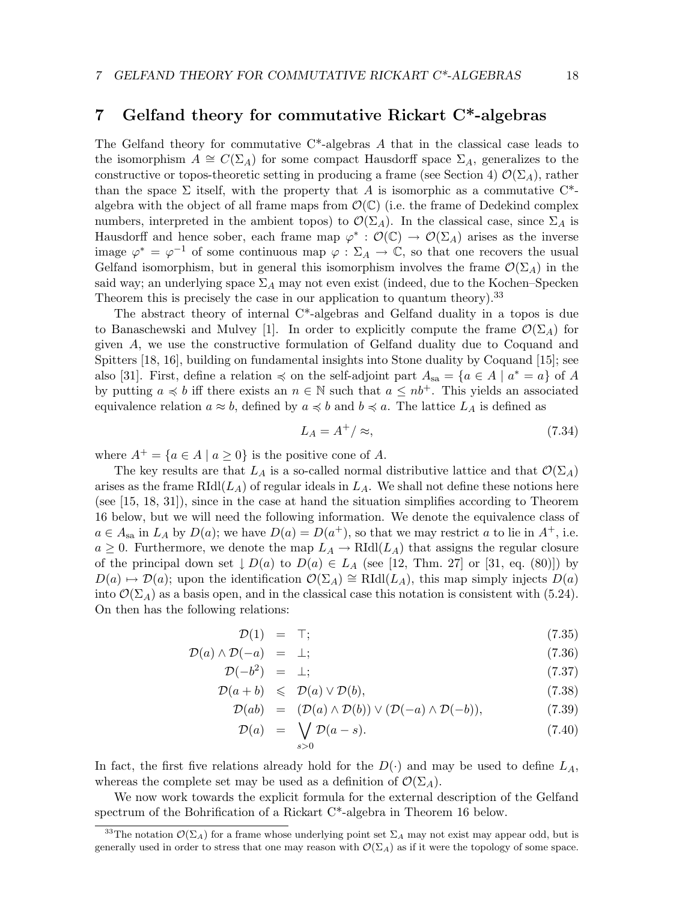## 7 Gelfand theory for commutative Rickart C*-algebras

The Gelfand theory for commutative C*-algebras $A$ that in the classical case leads to the isomorphism $A \cong C(\Sigma_A)$ for some compact Hausdorff space $\Sigma_A$, generalizes to the constructive or topos-theoretic setting in producing a frame (see Section 4) $\mathcal{O}(\Sigma_A)$, rather than the space $\Sigma$ itself, with the property that $A$ is isomorphic as a commutative C*-algebra with the object of all frame maps from $\mathcal{O}(\mathbb{C})$ (i.e. the frame of Dedekind complex numbers, interpreted in the ambient topos) to $\mathcal{O}(\Sigma_A)$. In the classical case, since $\Sigma_A$ is Hausdorff and hence sober, each frame map $\varphi^* : \mathcal{O}(\mathbb{C}) \to \mathcal{O}(\Sigma_A)$ arises as the inverse image $\varphi^* = \varphi^{-1}$ of some continuous map $\varphi : \Sigma_A \to \mathbb{C}$, so that one recovers the usual Gelfand isomorphism, but in general this isomorphism involves the frame $\mathcal{O}(\Sigma_A)$ in the said way; an underlying space $\Sigma_A$ may not even exist (indeed, due to the Kochen–Specken Theorem this is precisely the case in our application to quantum theory).[33]

The abstract theory of internal C*-algebras and Gelfand duality in a topos is due to Banaschewski and Mulvey [1]. In order to explicitly compute the frame $\mathcal{O}(\Sigma_A)$ for given $A$, we use the constructive formulation of Gelfand duality due to Coquand and Spitters [18, 16], building on fundamental insights into Stone duality by Coquand [15]; see also [31]. First, define a relation $\preccurlyeq$ on the self-adjoint part $A_{\rm sa} = \{a \in A \mid a^* = a\}$ of $A$ by putting $a \preccurlyeq b$ iff there exists an $n \in \mathbb{N}$ such that $a \leq nb^+$. This yields an associated equivalence relation $a \approx b$, defined by $a \preccurlyeq b$ and $b \preccurlyeq a$. The lattice $L_A$ is defined as

$$L_A = A^+/\approx, \tag{7.34}$$

where $A^+ = \{a \in A \mid a \geq 0\}$ is the positive cone of $A$.

The key results are that $L_A$ is a so-called normal distributive lattice and that $\mathcal{O}(\Sigma_A)$ arises as the frame $\mathrm{RIdl}(L_A)$ of regular ideals in $L_A$. We shall not define these notions here (see [15, 18, 31]), since in the case at hand the situation simplifies according to Theorem 16 below, but we will need the following information. We denote the equivalence class of $a \in A_{\rm sa}$ in $L_A$ by $D(a)$; we have $D(a) = D(a^+)$, so that we may restrict $a$ to lie in $A^+$, i.e. $a \geq 0$. Furthermore, we denote the map $L_A \to \mathrm{RIdl}(L_A)$ that assigns the regular closure of the principal down set $\downarrow D(a)$ to $D(a) \in L_A$ (see [12, Thm. 27] or [31, eq. (80)]) by $D(a) \mapsto \mathcal{D}(a)$; upon the identification $\mathcal{O}(\Sigma_A) \cong \mathrm{RIdl}(L_A)$, this map simply injects $D(a)$ into $\mathcal{O}(\Sigma_A)$ as a basis open, and in the classical case this notation is consistent with (5.24). On then has the following relations:

$$\mathcal{D}(1) = \top; \tag{7.35}$$

$$\mathcal{D}(a) \wedge \mathcal{D}(-a) = \bot; \tag{7.36}$$

$$\mathcal{D}(-b^2) = \bot; \tag{7.37}$$

$$\mathcal{D}(a+b) \leqslant \mathcal{D}(a) \vee \mathcal{D}(b), \tag{7.38}$$

$$\mathcal{D}(ab) = (\mathcal{D}(a) \wedge \mathcal{D}(b)) \vee (\mathcal{D}(-a) \wedge \mathcal{D}(-b)), \tag{7.39}$$

$$\mathcal{D}(a) = \bigvee_{s>0} \mathcal{D}(a-s). \tag{7.40}$$

In fact, the first five relations already hold for the $D(\cdot)$ and may be used to define $L_A$, whereas the complete set may be used as a definition of $\mathcal{O}(\Sigma_A)$.

We now work towards the explicit formula for the external description of the Gelfand spectrum of the Bohrification of a Rickart C*-algebra in Theorem 16 below.

[33] The notation $\mathcal{O}(\Sigma_A)$ for a frame whose underlying point set $\Sigma_A$ may not exist may appear odd, but is generally used in order to stress that one may reason with $\mathcal{O}(\Sigma_A)$ as if it were the topology of some space.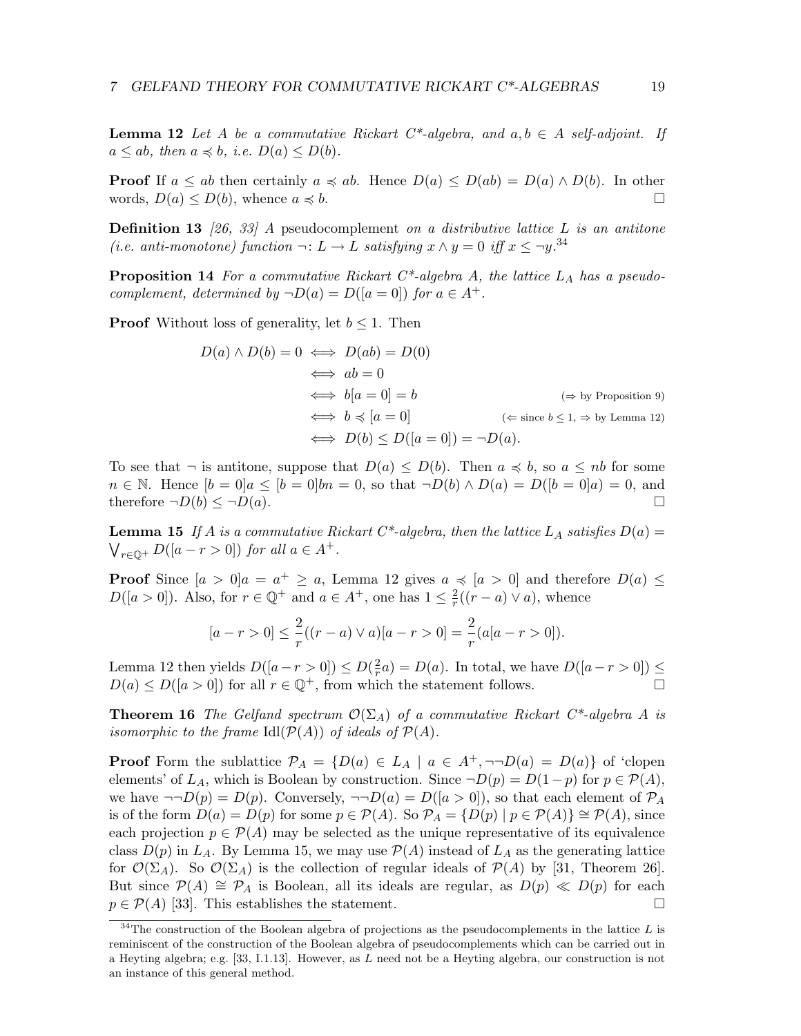**Lemma 12** *Let $A$ be a commutative Rickart C\*-algebra, and $a, b \in A$ self-adjoint. If $a \leq ab$, then $a \preccurlyeq b$, i.e. $D(a) \leq D(b)$.*

**Proof** If $a \leq ab$ then certainly $a \preccurlyeq ab$. Hence $D(a) \leq D(ab) = D(a) \wedge D(b)$. In other words, $D(a) \leq D(b)$, whence $a \preccurlyeq b$. $\square$

**Definition 13** *[26, 33] A* pseudocomplement *on a distributive lattice $L$ is an antitone (i.e. anti-monotone) function $\neg \colon L \to L$ satisfying $x \wedge y = 0$ iff $x \leq \neg y$.*[34]

**Proposition 14** *For a commutative Rickart C\*-algebra $A$, the lattice $L_A$ has a pseudocomplement, determined by $\neg D(a) = D([a = 0])$ for $a \in A^+$.*

**Proof** Without loss of generality, let $b \leq 1$. Then

$$
\begin{aligned}
D(a) \wedge D(b) = 0 &\iff D(ab) = D(0) \\
&\iff ab = 0 \\
&\iff b[a = 0] = b && (\Rightarrow \text{ by Proposition 9}) \\
&\iff b \preccurlyeq [a = 0] && (\Leftarrow \text{ since } b \leq 1, \Rightarrow \text{ by Lemma 12}) \\
&\iff D(b) \leq D([a = 0]) = \neg D(a).
\end{aligned}
$$

To see that $\neg$ is antitone, suppose that $D(a) \leq D(b)$. Then $a \preccurlyeq b$, so $a \leq nb$ for some $n \in \mathbb{N}$. Hence $[b = 0]a \leq [b = 0]bn = 0$, so that $\neg D(b) \wedge D(a) = D([b = 0]a) = 0$, and therefore $\neg D(b) \leq \neg D(a)$. $\square$

**Lemma 15** *If $A$ is a commutative Rickart C\*-algebra, then the lattice $L_A$ satisfies $D(a) = \bigvee_{r \in \mathbb{Q}^+} D([a - r > 0])$ for all $a \in A^+$.*

**Proof** Since $[a > 0]a = a^+ \geq a$, Lemma 12 gives $a \preccurlyeq [a > 0]$ and therefore $D(a) \leq D([a > 0])$. Also, for $r \in \mathbb{Q}^+$ and $a \in A^+$, one has $1 \leq \frac{2}{r}((r - a) \vee a)$, whence

$$
[a - r > 0] \leq \frac{2}{r}((r - a) \vee a)[a - r > 0] = \frac{2}{r}(a[a - r > 0]).
$$

Lemma 12 then yields $D([a - r > 0]) \leq D(\frac{2}{r}a) = D(a)$. In total, we have $D([a - r > 0]) \leq D(a) \leq D([a > 0])$ for all $r \in \mathbb{Q}^+$, from which the statement follows. $\square$

**Theorem 16** *The Gelfand spectrum $\mathcal{O}(\Sigma_A)$ of a commutative Rickart C\*-algebra $A$ is isomorphic to the frame $\mathrm{Idl}(\mathcal{P}(A))$ of ideals of $\mathcal{P}(A)$.*

**Proof** Form the sublattice $\mathcal{P}_A = \{D(a) \in L_A \mid a \in A^+, \neg\neg D(a) = D(a)\}$ of 'clopen elements' of $L_A$, which is Boolean by construction. Since $\neg D(p) = D(1 - p)$ for $p \in \mathcal{P}(A)$, we have $\neg\neg D(p) = D(p)$. Conversely, $\neg\neg D(a) = D([a > 0])$, so that each element of $\mathcal{P}_A$ is of the form $D(a) = D(p)$ for some $p \in \mathcal{P}(A)$. So $\mathcal{P}_A = \{D(p) \mid p \in \mathcal{P}(A)\} \cong \mathcal{P}(A)$, since each projection $p \in \mathcal{P}(A)$ may be selected as the unique representative of its equivalence class $D(p)$ in $L_A$. By Lemma 15, we may use $\mathcal{P}(A)$ instead of $L_A$ as the generating lattice for $\mathcal{O}(\Sigma_A)$. So $\mathcal{O}(\Sigma_A)$ is the collection of regular ideals of $\mathcal{P}(A)$ by [31, Theorem 26]. But since $\mathcal{P}(A) \cong \mathcal{P}_A$ is Boolean, all its ideals are regular, as $D(p) \ll D(p)$ for each $p \in \mathcal{P}(A)$ [33]. This establishes the statement. $\square$

---

[34] The construction of the Boolean algebra of projections as the pseudocomplements in the lattice $L$ is reminiscent of the construction of the Boolean algebra of pseudocomplements which can be carried out in a Heyting algebra; e.g. [33, I.1.13]. However, as $L$ need not be a Heyting algebra, our construction is not an instance of this general method.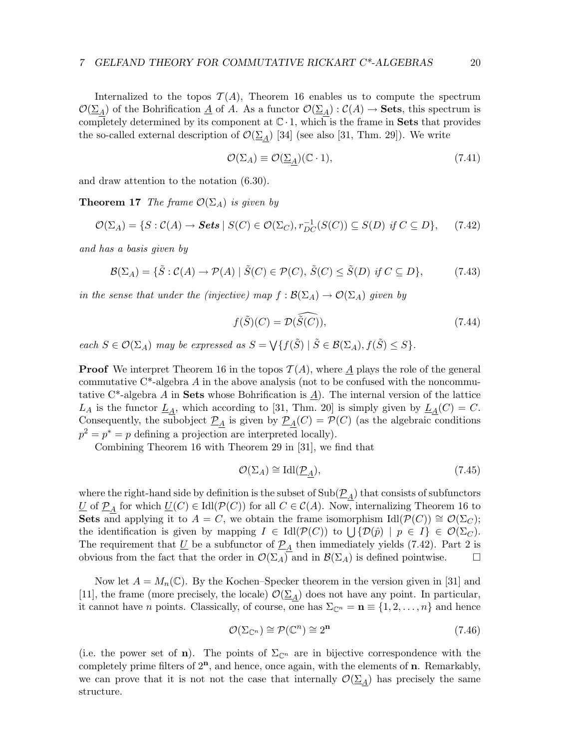Internalized to the topos $\mathcal{T}(A)$, Theorem 16 enables us to compute the spectrum $\mathcal{O}(\underline{\Sigma}_{\underline{A}})$ of the Bohrification $\underline{A}$ of $A$. As a functor $\mathcal{O}(\underline{\Sigma}_{\underline{A}}) : \mathcal{C}(A) \to \mathbf{Sets}$, this spectrum is completely determined by its component at $\mathbb{C} \cdot 1$, which is the frame in **Sets** that provides the so-called external description of $\mathcal{O}(\underline{\Sigma}_{\underline{A}})$ [34] (see also [31, Thm. 29]). We write

$$\mathcal{O}(\Sigma_A) \equiv \mathcal{O}(\underline{\Sigma}_{\underline{A}})(\mathbb{C} \cdot 1), \tag{7.41}$$

and draw attention to the notation (6.30).

**Theorem 17** *The frame $\mathcal{O}(\Sigma_A)$ is given by*

$$\mathcal{O}(\Sigma_A) = \{S : \mathcal{C}(A) \to \mathbf{Sets} \mid S(C) \in \mathcal{O}(\Sigma_C), r_{DC}^{-1}(S(C)) \subseteq S(D) \text{ if } C \subseteq D\}, \tag{7.42}$$

*and has a basis given by*

$$\mathcal{B}(\Sigma_A) = \{\tilde{S} : \mathcal{C}(A) \to \mathcal{P}(A) \mid \tilde{S}(C) \in \mathcal{P}(C),\, \tilde{S}(C) \leq \tilde{S}(D) \text{ if } C \subseteq D\}, \tag{7.43}$$

*in the sense that under the (injective) map $f : \mathcal{B}(\Sigma_A) \to \mathcal{O}(\Sigma_A)$ given by*

$$f(\tilde{S})(C) = \mathcal{D}(\widehat{\tilde{S}(C)}), \tag{7.44}$$

*each $S \in \mathcal{O}(\Sigma_A)$ may be expressed as $S = \bigvee\{f(\tilde{S}) \mid \tilde{S} \in \mathcal{B}(\Sigma_A), f(\tilde{S}) \leq S\}$.*

**Proof** We interpret Theorem 16 in the topos $\mathcal{T}(A)$, where $\underline{A}$ plays the role of the general commutative C\*-algebra $A$ in the above analysis (not to be confused with the noncommutative C\*-algebra $A$ in **Sets** whose Bohrification is $\underline{A}$). The internal version of the lattice $L_A$ is the functor $\underline{L}_{\underline{A}}$, which according to [31, Thm. 20] is simply given by $\underline{L}_{\underline{A}}(C) = C$. Consequently, the subobject $\underline{\mathcal{P}}_{\underline{A}}$ is given by $\underline{\mathcal{P}}_{\underline{A}}(C) = \mathcal{P}(C)$ (as the algebraic conditions $p^2 = p^* = p$ defining a projection are interpreted locally).

Combining Theorem 16 with Theorem 29 in [31], we find that

$$\mathcal{O}(\Sigma_A) \cong \mathrm{Idl}(\underline{\mathcal{P}}_{\underline{A}}), \tag{7.45}$$

where the right-hand side by definition is the subset of $\mathrm{Sub}(\underline{\mathcal{P}}_{\underline{A}})$ that consists of subfunctors $\underline{U}$ of $\underline{\mathcal{P}}_{\underline{A}}$ for which $\underline{U}(C) \in \mathrm{Idl}(\mathcal{P}(C))$ for all $C \in \mathcal{C}(A)$. Now, internalizing Theorem 16 to **Sets** and applying it to $A = C$, we obtain the frame isomorphism $\mathrm{Idl}(\mathcal{P}(C)) \cong \mathcal{O}(\Sigma_C)$; the identification is given by mapping $I \in \mathrm{Idl}(\mathcal{P}(C))$ to $\bigcup\{\mathcal{D}(\hat{p}) \mid p \in I\} \in \mathcal{O}(\Sigma_C)$. The requirement that $\underline{U}$ be a subfunctor of $\underline{\mathcal{P}}_{\underline{A}}$ then immediately yields (7.42). Part 2 is obvious from the fact that the order in $\mathcal{O}(\Sigma_A)$ and in $\mathcal{B}(\Sigma_A)$ is defined pointwise. $\square$

Now let $A = M_n(\mathbb{C})$. By the Kochen–Specker theorem in the version given in [31] and [11], the frame (more precisely, the locale) $\mathcal{O}(\underline{\Sigma}_{\underline{A}})$ does not have any point. In particular, it cannot have $n$ points. Classically, of course, one has $\Sigma_{\mathbb{C}^n} = \mathbf{n} \equiv \{1, 2, \ldots, n\}$ and hence

$$\mathcal{O}(\Sigma_{\mathbb{C}^n}) \cong \mathcal{P}(\mathbb{C}^n) \cong 2^{\mathbf{n}} \tag{7.46}$$

(i.e. the power set of $\mathbf{n}$). The points of $\Sigma_{\mathbb{C}^n}$ are in bijective correspondence with the completely prime filters of $2^{\mathbf{n}}$, and hence, once again, with the elements of $\mathbf{n}$. Remarkably, we can prove that it is not not the case that internally $\mathcal{O}(\underline{\Sigma}_{\underline{A}})$ has precisely the same structure.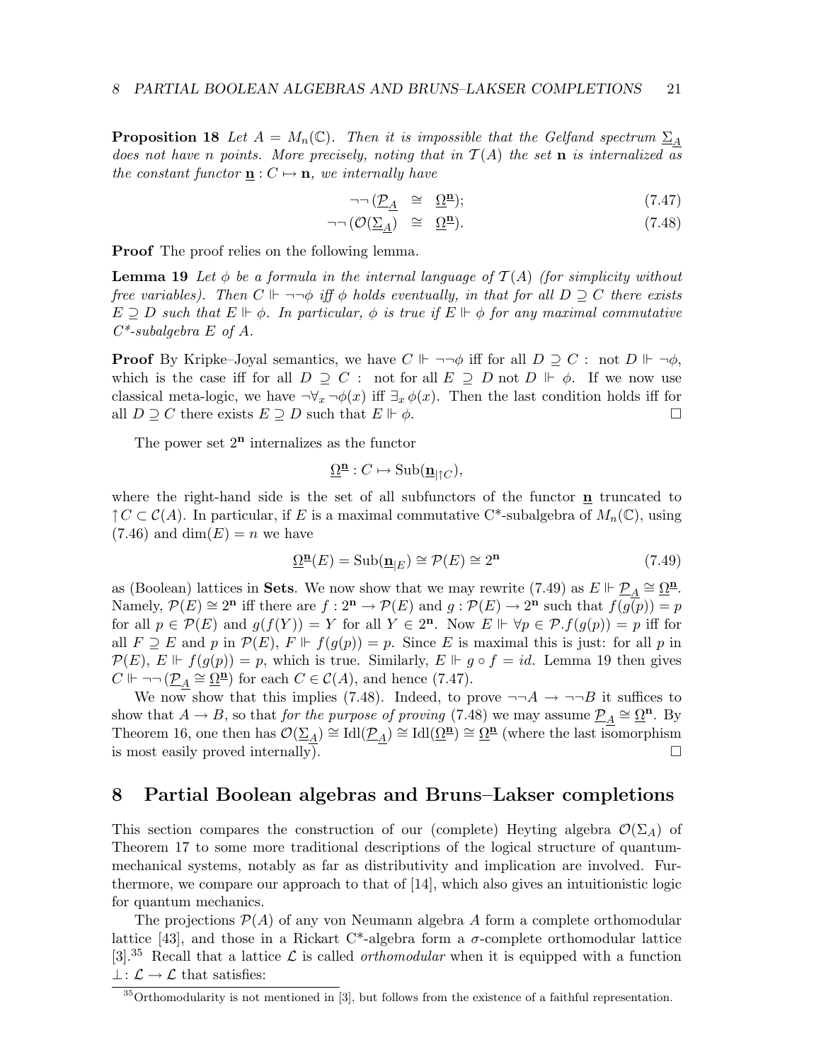**Proposition 18** *Let $A = M_n(\mathbb{C})$. Then it is impossible that the Gelfand spectrum $\underline{\Sigma}_A$ does not have $n$ points. More precisely, noting that in $\mathcal{T}(A)$ the set $\mathbf{n}$ is internalized as the constant functor $\underline{\mathbf{n}} : C \mapsto \mathbf{n}$, we internally have*

$$\neg\neg\,(\underline{\mathcal{P}}_A \;\cong\; \underline{\Omega}^{\underline{\mathbf{n}}}); \tag{7.47}$$

$$\neg\neg\,(\mathcal{O}(\underline{\Sigma}_A) \;\cong\; \underline{\Omega}^{\underline{\mathbf{n}}}). \tag{7.48}$$

**Proof** The proof relies on the following lemma.

**Lemma 19** *Let $\phi$ be a formula in the internal language of $\mathcal{T}(A)$ (for simplicity without free variables). Then $C \Vdash \neg\neg\phi$ iff $\phi$ holds eventually, in that for all $D \supseteq C$ there exists $E \supseteq D$ such that $E \Vdash \phi$. In particular, $\phi$ is true if $E \Vdash \phi$ for any maximal commutative C\*-subalgebra $E$ of $A$.*

**Proof** By Kripke–Joyal semantics, we have $C \Vdash \neg\neg\phi$ iff for all $D \supseteq C$ : not $D \Vdash \neg\phi$, which is the case iff for all $D \supseteq C$ : not for all $E \supseteq D$ not $D \Vdash \phi$. If we now use classical meta-logic, we have $\neg\forall_x \neg\phi(x)$ iff $\exists_x \phi(x)$. Then the last condition holds iff for all $D \supseteq C$ there exists $E \supseteq D$ such that $E \Vdash \phi$. □

The power set $2^{\mathbf{n}}$ internalizes as the functor

$$\underline{\Omega}^{\underline{\mathbf{n}}} : C \mapsto \mathrm{Sub}(\underline{\mathbf{n}}_{|\uparrow C}),$$

where the right-hand side is the set of all subfunctors of the functor $\underline{\mathbf{n}}$ truncated to $\uparrow C \subset \mathcal{C}(A)$. In particular, if $E$ is a maximal commutative C\*-subalgebra of $M_n(\mathbb{C})$, using (7.46) and $\dim(E) = n$ we have

$$\underline{\Omega}^{\underline{\mathbf{n}}}(E) = \mathrm{Sub}(\underline{\mathbf{n}}_{|E}) \cong \mathcal{P}(E) \cong 2^{\mathbf{n}} \tag{7.49}$$

as (Boolean) lattices in **Sets**. We now show that we may rewrite (7.49) as $E \Vdash \underline{\mathcal{P}}_A \cong \underline{\Omega}^{\underline{\mathbf{n}}}$. Namely, $\mathcal{P}(E) \cong 2^{\mathbf{n}}$ iff there are $f : 2^{\mathbf{n}} \to \mathcal{P}(E)$ and $g : \mathcal{P}(E) \to 2^{\mathbf{n}}$ such that $f(g(p)) = p$ for all $p \in \mathcal{P}(E)$ and $g(f(Y)) = Y$ for all $Y \in 2^{\mathbf{n}}$. Now $E \Vdash \forall p \in \mathcal{P}.f(g(p)) = p$ iff for all $F \supseteq E$ and $p$ in $\mathcal{P}(E)$, $F \Vdash f(g(p)) = p$. Since $E$ is maximal this is just: for all $p$ in $\mathcal{P}(E)$, $E \Vdash f(g(p)) = p$, which is true. Similarly, $E \Vdash g \circ f = id$. Lemma 19 then gives $C \Vdash \neg\neg\,(\underline{\mathcal{P}}_A \cong \underline{\Omega}^{\underline{\mathbf{n}}})$ for each $C \in \mathcal{C}(A)$, and hence (7.47).

We now show that this implies (7.48). Indeed, to prove $\neg\neg A \to \neg\neg B$ it suffices to show that $A \to B$, so that *for the purpose of proving* (7.48) we may assume $\underline{\mathcal{P}}_A \cong \underline{\Omega}^{\underline{\mathbf{n}}}$. By Theorem 16, one then has $\mathcal{O}(\underline{\Sigma}_A) \cong \mathrm{Idl}(\underline{\mathcal{P}}_A) \cong \mathrm{Idl}(\underline{\Omega}^{\underline{\mathbf{n}}}) \cong \underline{\Omega}^{\underline{\mathbf{n}}}$ (where the last isomorphism is most easily proved internally). □

## 8 Partial Boolean algebras and Bruns–Lakser completions

This section compares the construction of our (complete) Heyting algebra $\mathcal{O}(\Sigma_A)$ of Theorem 17 to some more traditional descriptions of the logical structure of quantum-mechanical systems, notably as far as distributivity and implication are involved. Furthermore, we compare our approach to that of [14], which also gives an intuitionistic logic for quantum mechanics.

The projections $\mathcal{P}(A)$ of any von Neumann algebra $A$ form a complete orthomodular lattice [43], and those in a Rickart C\*-algebra form a $\sigma$-complete orthomodular lattice [3].[35] Recall that a lattice $\mathcal{L}$ is called *orthomodular* when it is equipped with a function $\perp : \mathcal{L} \to \mathcal{L}$ that satisfies:

[35] Orthomodularity is not mentioned in [3], but follows from the existence of a faithful representation.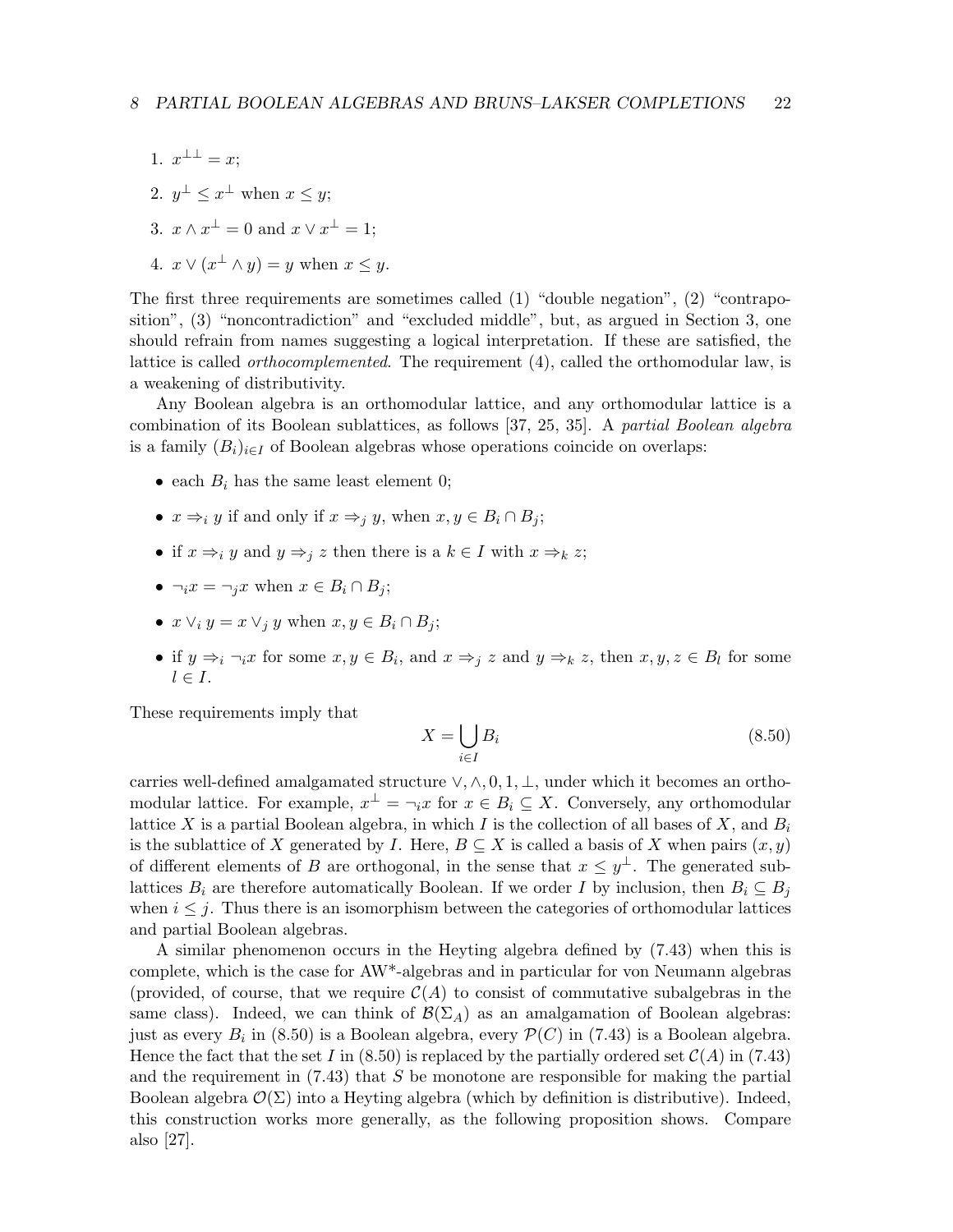1. $x^{\perp\perp} = x$;
2. $y^{\perp} \leq x^{\perp}$ when $x \leq y$;
3. $x \wedge x^{\perp} = 0$ and $x \vee x^{\perp} = 1$;
4. $x \vee (x^{\perp} \wedge y) = y$ when $x \leq y$.

The first three requirements are sometimes called (1) "double negation", (2) "contraposition", (3) "noncontradiction" and "excluded middle", but, as argued in Section 3, one should refrain from names suggesting a logical interpretation. If these are satisfied, the lattice is called *orthocomplemented*. The requirement (4), called the orthomodular law, is a weakening of distributivity.

Any Boolean algebra is an orthomodular lattice, and any orthomodular lattice is a combination of its Boolean sublattices, as follows [37, 25, 35]. A *partial Boolean algebra* is a family $(B_i)_{i \in I}$ of Boolean algebras whose operations coincide on overlaps:

- each $B_i$ has the same least element 0;
- $x \Rightarrow_i y$ if and only if $x \Rightarrow_j y$, when $x, y \in B_i \cap B_j$;
- if $x \Rightarrow_i y$ and $y \Rightarrow_j z$ then there is a $k \in I$ with $x \Rightarrow_k z$;
- $\neg_i x = \neg_j x$ when $x \in B_i \cap B_j$;
- $x \vee_i y = x \vee_j y$ when $x, y \in B_i \cap B_j$;
- if $y \Rightarrow_i \neg_i x$ for some $x, y \in B_i$, and $x \Rightarrow_j z$ and $y \Rightarrow_k z$, then $x, y, z \in B_l$ for some $l \in I$.

These requirements imply that

$$X = \bigcup_{i \in I} B_i \tag{8.50}$$

carries well-defined amalgamated structure $\vee, \wedge, 0, 1, \perp$, under which it becomes an orthomodular lattice. For example, $x^{\perp} = \neg_i x$ for $x \in B_i \subseteq X$. Conversely, any orthomodular lattice $X$ is a partial Boolean algebra, in which $I$ is the collection of all bases of $X$, and $B_i$ is the sublattice of $X$ generated by $I$. Here, $B \subseteq X$ is called a basis of $X$ when pairs $(x, y)$ of different elements of $B$ are orthogonal, in the sense that $x \leq y^{\perp}$. The generated sublattices $B_i$ are therefore automatically Boolean. If we order $I$ by inclusion, then $B_i \subseteq B_j$ when $i \leq j$. Thus there is an isomorphism between the categories of orthomodular lattices and partial Boolean algebras.

A similar phenomenon occurs in the Heyting algebra defined by (7.43) when this is complete, which is the case for AW\*-algebras and in particular for von Neumann algebras (provided, of course, that we require $\mathcal{C}(A)$ to consist of commutative subalgebras in the same class). Indeed, we can think of $\mathcal{B}(\Sigma_A)$ as an amalgamation of Boolean algebras: just as every $B_i$ in (8.50) is a Boolean algebra, every $\mathcal{P}(C)$ in (7.43) is a Boolean algebra. Hence the fact that the set $I$ in (8.50) is replaced by the partially ordered set $\mathcal{C}(A)$ in (7.43) and the requirement in (7.43) that $S$ be monotone are responsible for making the partial Boolean algebra $\mathcal{O}(\Sigma)$ into a Heyting algebra (which by definition is distributive). Indeed, this construction works more generally, as the following proposition shows. Compare also [27].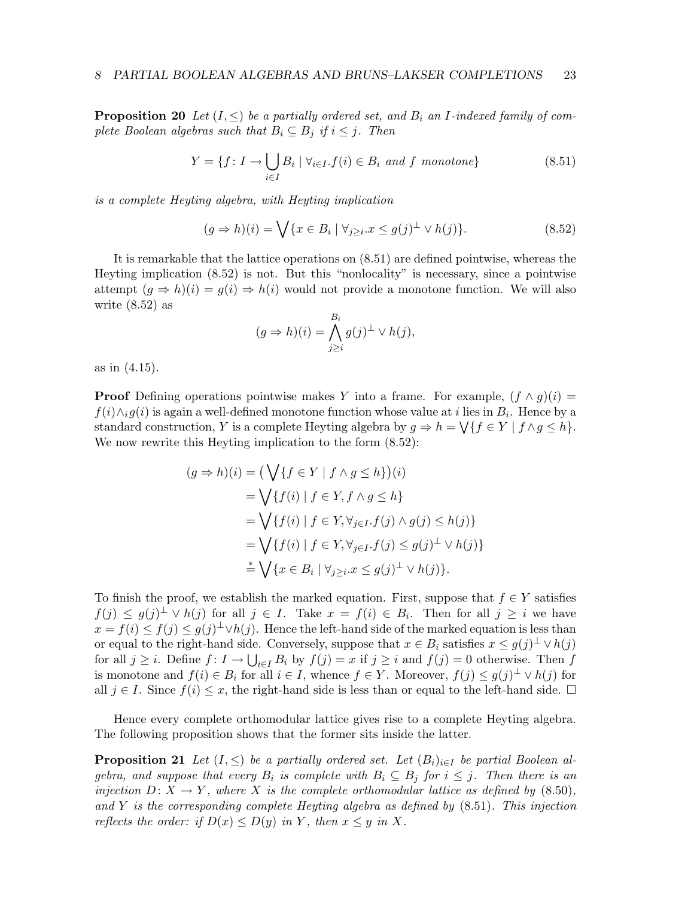**Proposition 20** *Let $(I, \leq)$ be a partially ordered set, and $B_i$ an $I$-indexed family of complete Boolean algebras such that $B_i \subseteq B_j$ if $i \leq j$. Then*

$$Y = \{f : I \to \bigcup_{i \in I} B_i \mid \forall_{i \in I}. f(i) \in B_i \text{ and } f \text{ monotone}\} \tag{8.51}$$

*is a complete Heyting algebra, with Heyting implication*

$$(g \Rightarrow h)(i) = \bigvee \{x \in B_i \mid \forall_{j \geq i}. x \leq g(j)^\perp \vee h(j)\}. \tag{8.52}$$

It is remarkable that the lattice operations on (8.51) are defined pointwise, whereas the Heyting implication (8.52) is not. But this "nonlocality" is necessary, since a pointwise attempt $(g \Rightarrow h)(i) = g(i) \Rightarrow h(i)$ would not provide a monotone function. We will also write (8.52) as

$$(g \Rightarrow h)(i) = \bigwedge_{j \geq i}^{B_i} g(j)^\perp \vee h(j),$$

as in (4.15).

**Proof** Defining operations pointwise makes $Y$ into a frame. For example, $(f \wedge g)(i) = f(i) \wedge_i g(i)$ is again a well-defined monotone function whose value at $i$ lies in $B_i$. Hence by a standard construction, $Y$ is a complete Heyting algebra by $g \Rightarrow h = \bigvee \{f \in Y \mid f \wedge g \leq h\}$. We now rewrite this Heyting implication to the form (8.52):

$$\begin{aligned}
(g \Rightarrow h)(i) &= \big(\bigvee \{f \in Y \mid f \wedge g \leq h\}\big)(i) \\
&= \bigvee \{f(i) \mid f \in Y, f \wedge g \leq h\} \\
&= \bigvee \{f(i) \mid f \in Y, \forall_{j \in I}. f(j) \wedge g(j) \leq h(j)\} \\
&= \bigvee \{f(i) \mid f \in Y, \forall_{j \in I}. f(j) \leq g(j)^\perp \vee h(j)\} \\
&\overset{*}{=} \bigvee \{x \in B_i \mid \forall_{j \geq i}. x \leq g(j)^\perp \vee h(j)\}.
\end{aligned}$$

To finish the proof, we establish the marked equation. First, suppose that $f \in Y$ satisfies $f(j) \leq g(j)^\perp \vee h(j)$ for all $j \in I$. Take $x = f(i) \in B_i$. Then for all $j \geq i$ we have $x = f(i) \leq f(j) \leq g(j)^\perp \vee h(j)$. Hence the left-hand side of the marked equation is less than or equal to the right-hand side. Conversely, suppose that $x \in B_i$ satisfies $x \leq g(j)^\perp \vee h(j)$ for all $j \geq i$. Define $f : I \to \bigcup_{i \in I} B_i$ by $f(j) = x$ if $j \geq i$ and $f(j) = 0$ otherwise. Then $f$ is monotone and $f(i) \in B_i$ for all $i \in I$, whence $f \in Y$. Moreover, $f(j) \leq g(j)^\perp \vee h(j)$ for all $j \in I$. Since $f(i) \leq x$, the right-hand side is less than or equal to the left-hand side. $\square$

Hence every complete orthomodular lattice gives rise to a complete Heyting algebra. The following proposition shows that the former sits inside the latter.

**Proposition 21** *Let $(I, \leq)$ be a partially ordered set. Let $(B_i)_{i \in I}$ be partial Boolean algebra, and suppose that every $B_i$ is complete with $B_i \subseteq B_j$ for $i \leq j$. Then there is an injection $D : X \to Y$, where $X$ is the complete orthomodular lattice as defined by (8.50), and $Y$ is the corresponding complete Heyting algebra as defined by (8.51). This injection reflects the order: if $D(x) \leq D(y)$ in $Y$, then $x \leq y$ in $X$.*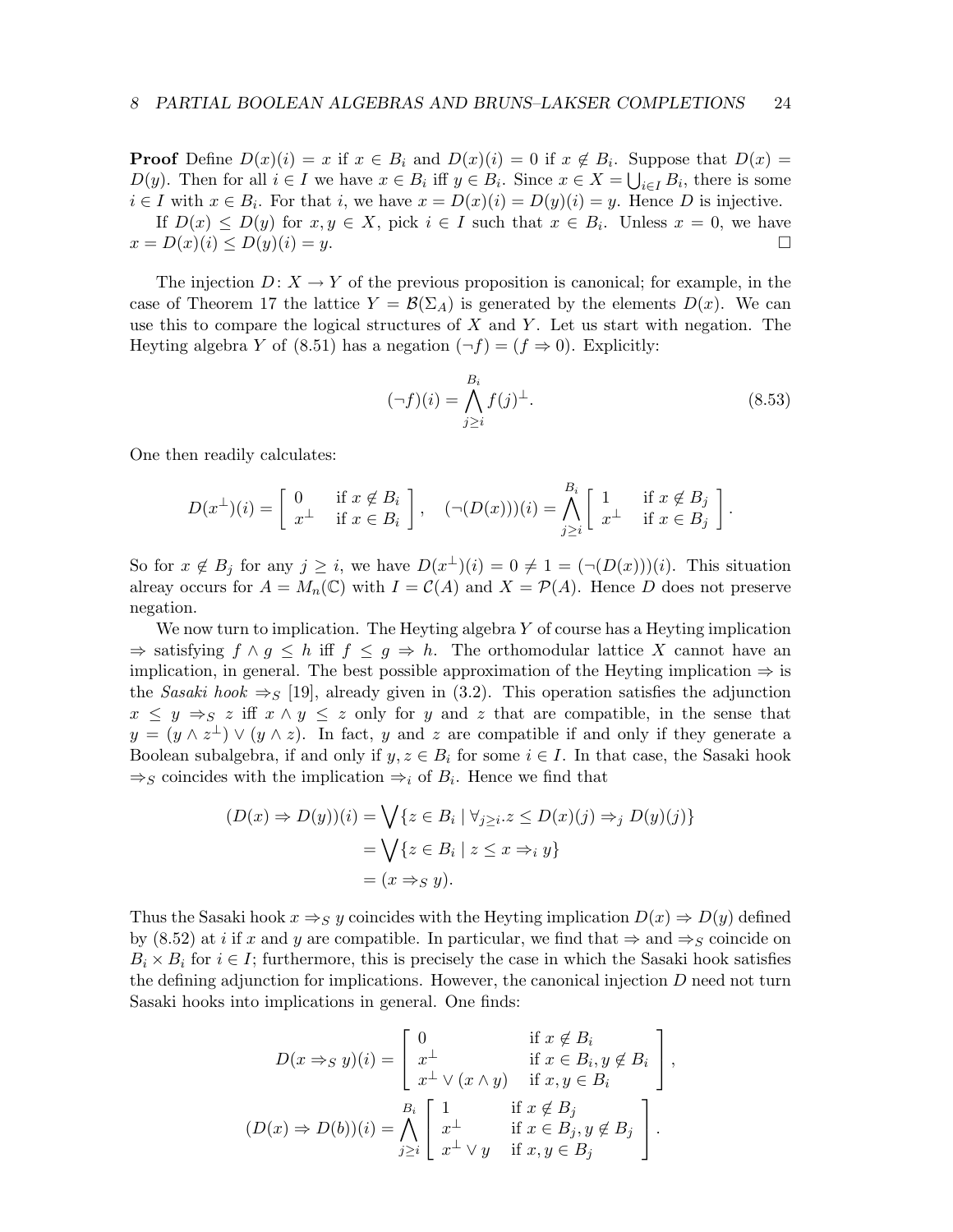**Proof** Define $D(x)(i) = x$ if $x \in B_i$ and $D(x)(i) = 0$ if $x \notin B_i$. Suppose that $D(x) = D(y)$. Then for all $i \in I$ we have $x \in B_i$ iff $y \in B_i$. Since $x \in X = \bigcup_{i \in I} B_i$, there is some $i \in I$ with $x \in B_i$. For that $i$, we have $x = D(x)(i) = D(y)(i) = y$. Hence $D$ is injective.

If $D(x) \leq D(y)$ for $x, y \in X$, pick $i \in I$ such that $x \in B_i$. Unless $x = 0$, we have $x = D(x)(i) \leq D(y)(i) = y$. □

The injection $D\colon X \to Y$ of the previous proposition is canonical; for example, in the case of Theorem 17 the lattice $Y = \mathcal{B}(\Sigma_A)$ is generated by the elements $D(x)$. We can use this to compare the logical structures of $X$ and $Y$. Let us start with negation. The Heyting algebra $Y$ of (8.51) has a negation $(\neg f) = (f \Rightarrow 0)$. Explicitly:

$$(\neg f)(i) = \bigwedge_{j \geq i}^{B_i} f(j)^{\perp}. \tag{8.53}$$

One then readily calculates:

$$D(x^{\perp})(i) = \begin{bmatrix} 0 & \text{if } x \notin B_i \\ x^{\perp} & \text{if } x \in B_i \end{bmatrix}, \quad (\neg(D(x)))(i) = \bigwedge_{j \geq i}^{B_i} \begin{bmatrix} 1 & \text{if } x \notin B_j \\ x^{\perp} & \text{if } x \in B_j \end{bmatrix}.$$

So for $x \notin B_j$ for any $j \geq i$, we have $D(x^{\perp})(i) = 0 \neq 1 = (\neg(D(x)))(i)$. This situation alreay occurs for $A = M_n(\mathbb{C})$ with $I = \mathcal{C}(A)$ and $X = \mathcal{P}(A)$. Hence $D$ does not preserve negation.

We now turn to implication. The Heyting algebra $Y$ of course has a Heyting implication $\Rightarrow$ satisfying $f \wedge g \leq h$ iff $f \leq g \Rightarrow h$. The orthomodular lattice $X$ cannot have an implication, in general. The best possible approximation of the Heyting implication $\Rightarrow$ is the *Sasaki hook* $\Rightarrow_S$ [19], already given in (3.2). This operation satisfies the adjunction $x \leq y \Rightarrow_S z$ iff $x \wedge y \leq z$ only for $y$ and $z$ that are compatible, in the sense that $y = (y \wedge z^{\perp}) \vee (y \wedge z)$. In fact, $y$ and $z$ are compatible if and only if they generate a Boolean subalgebra, if and only if $y, z \in B_i$ for some $i \in I$. In that case, the Sasaki hook $\Rightarrow_S$ coincides with the implication $\Rightarrow_i$ of $B_i$. Hence we find that

$$\begin{aligned}
(D(x) \Rightarrow D(y))(i) &= \bigvee \{z \in B_i \mid \forall_{j \geq i}. z \leq D(x)(j) \Rightarrow_j D(y)(j)\} \\
&= \bigvee \{z \in B_i \mid z \leq x \Rightarrow_i y\} \\
&= (x \Rightarrow_S y).
\end{aligned}$$

Thus the Sasaki hook $x \Rightarrow_S y$ coincides with the Heyting implication $D(x) \Rightarrow D(y)$ defined by (8.52) at $i$ if $x$ and $y$ are compatible. In particular, we find that $\Rightarrow$ and $\Rightarrow_S$ coincide on $B_i \times B_i$ for $i \in I$; furthermore, this is precisely the case in which the Sasaki hook satisfies the defining adjunction for implications. However, the canonical injection $D$ need not turn Sasaki hooks into implications in general. One finds:

$$D(x \Rightarrow_S y)(i) = \begin{bmatrix} 0 & \text{if } x \notin B_i \\ x^{\perp} & \text{if } x \in B_i, y \notin B_i \\ x^{\perp} \vee (x \wedge y) & \text{if } x, y \in B_i \end{bmatrix},$$

$$(D(x) \Rightarrow D(b))(i) = \bigwedge_{j \geq i}^{B_i} \begin{bmatrix} 1 & \text{if } x \notin B_j \\ x^{\perp} & \text{if } x \in B_j, y \notin B_j \\ x^{\perp} \vee y & \text{if } x, y \in B_j \end{bmatrix}.$$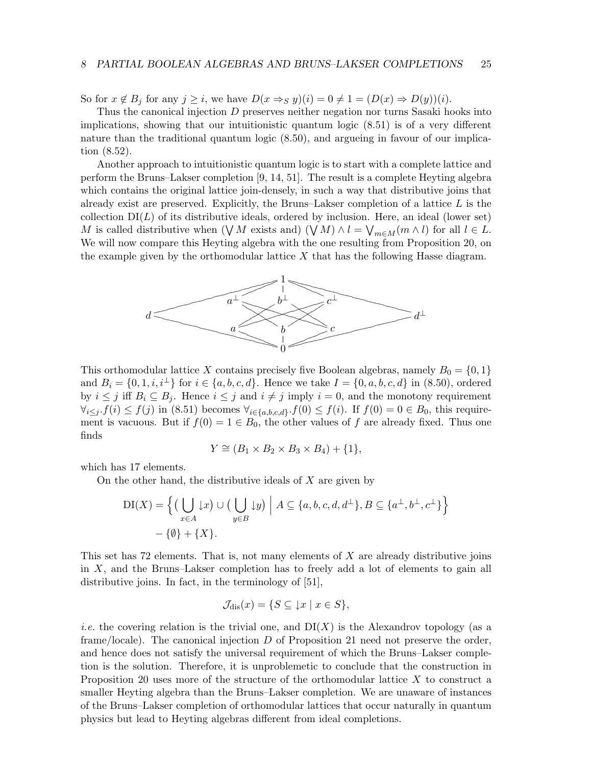So for $x \notin B_j$ for any $j \geq i$, we have $D(x \Rightarrow_S y)(i) = 0 \neq 1 = (D(x) \Rightarrow D(y))(i)$.

Thus the canonical injection $D$ preserves neither negation nor turns Sasaki hooks into implications, showing that our intuitionistic quantum logic (8.51) is of a very different nature than the traditional quantum logic (8.50), and argueing in favour of our implication (8.52).

Another approach to intuitionistic quantum logic is to start with a complete lattice and perform the Bruns–Lakser completion [9, 14, 51]. The result is a complete Heyting algebra which contains the original lattice join-densely, in such a way that distributive joins that already exist are preserved. Explicitly, the Bruns–Lakser completion of a lattice $L$ is the collection $\mathrm{DI}(L)$ of its distributive ideals, ordered by inclusion. Here, an ideal (lower set) $M$ is called distributive when ($\bigvee M$ exists and) $(\bigvee M) \wedge l = \bigvee_{m \in M}(m \wedge l)$ for all $l \in L$. We will now compare this Heyting algebra with the one resulting from Proposition 20, on the example given by the orthomodular lattice $X$ that has the following Hasse diagram.

This orthomodular lattice $X$ contains precisely five Boolean algebras, namely $B_0 = \{0, 1\}$ and $B_i = \{0, 1, i, i^\perp\}$ for $i \in \{a, b, c, d\}$. Hence we take $I = \{0, a, b, c, d\}$ in (8.50), ordered by $i \leq j$ iff $B_i \subseteq B_j$. Hence $i \leq j$ and $i \neq j$ imply $i = 0$, and the monotony requirement $\forall_{i \leq j}. f(i) \leq f(j)$ in (8.51) becomes $\forall_{i \in \{a,b,c,d\}}. f(0) \leq f(i)$. If $f(0) = 0 \in B_0$, this requirement is vacuous. But if $f(0) = 1 \in B_0$, the other values of $f$ are already fixed. Thus one finds

$$Y \cong (B_1 \times B_2 \times B_3 \times B_4) + \{1\},$$

which has 17 elements.

On the other hand, the distributive ideals of $X$ are given by

$$\mathrm{DI}(X) = \Big\{ \big( \bigcup_{x \in A} \downarrow x \big) \cup \big( \bigcup_{y \in B} \downarrow y \big) \;\Big|\; A \subseteq \{a, b, c, d, d^\perp\}, B \subseteq \{a^\perp, b^\perp, c^\perp\} \Big\}$$
$$- \{\emptyset\} + \{X\}.$$

This set has 72 elements. That is, not many elements of $X$ are already distributive joins in $X$, and the Bruns–Lakser completion has to freely add a lot of elements to gain all distributive joins. In fact, in the terminology of [51],

$$\mathcal{J}_{\mathrm{dis}}(x) = \{ S \subseteq \downarrow x \mid x \in S \},$$

*i.e.* the covering relation is the trivial one, and $\mathrm{DI}(X)$ is the Alexandrov topology (as a frame/locale). The canonical injection $D$ of Proposition 21 need not preserve the order, and hence does not satisfy the universal requirement of which the Bruns–Lakser completion is the solution. Therefore, it is unproblemetic to conclude that the construction in Proposition 20 uses more of the structure of the orthomodular lattice $X$ to construct a smaller Heyting algebra than the Bruns–Lakser completion. We are unaware of instances of the Bruns–Lakser completion of orthomodular lattices that occur naturally in quantum physics but lead to Heyting algebras different from ideal completions.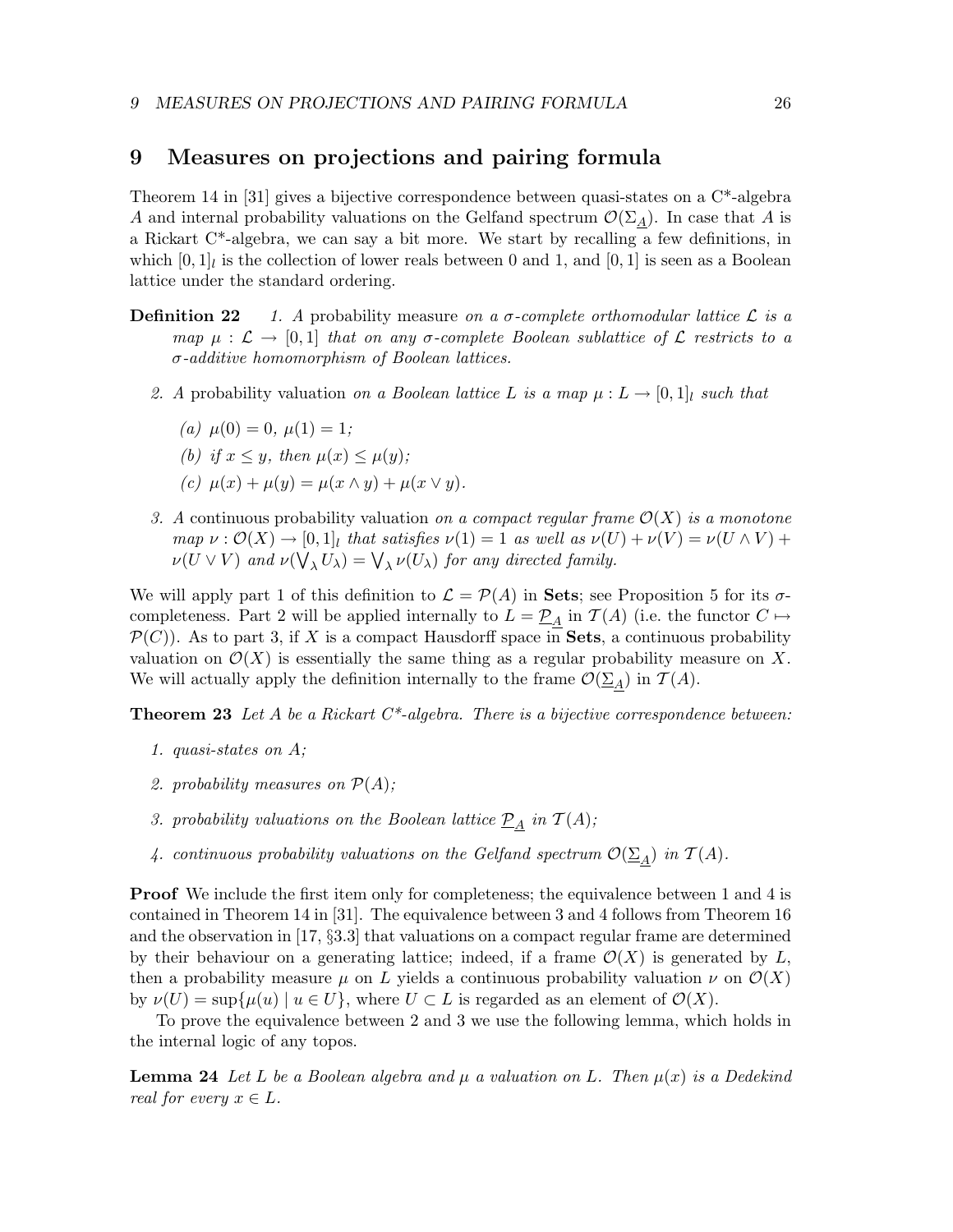## 9 Measures on projections and pairing formula

Theorem 14 in [31] gives a bijective correspondence between quasi-states on a C*-algebra $A$ and internal probability valuations on the Gelfand spectrum $\mathcal{O}(\Sigma_{\underline{A}})$. In case that $A$ is a Rickart C*-algebra, we can say a bit more. We start by recalling a few definitions, in which $[0,1]_l$ is the collection of lower reals between 0 and 1, and $[0,1]$ is seen as a Boolean lattice under the standard ordering.

**Definition 22** *1. A* probability measure *on a $\sigma$-complete orthomodular lattice $\mathcal{L}$ is a map $\mu : \mathcal{L} \to [0,1]$ that on any $\sigma$-complete Boolean sublattice of $\mathcal{L}$ restricts to a $\sigma$-additive homomorphism of Boolean lattices.*

*2. A* probability valuation *on a Boolean lattice $L$ is a map $\mu : L \to [0,1]_l$ such that*

*(a) $\mu(0) = 0$, $\mu(1) = 1$;*

*(b) if $x \leq y$, then $\mu(x) \leq \mu(y)$;*

*(c) $\mu(x) + \mu(y) = \mu(x \wedge y) + \mu(x \vee y)$.*

*3. A* continuous probability valuation *on a compact regular frame $\mathcal{O}(X)$ is a monotone map $\nu : \mathcal{O}(X) \to [0,1]_l$ that satisfies $\nu(1) = 1$ as well as $\nu(U) + \nu(V) = \nu(U \wedge V) + \nu(U \vee V)$ and $\nu(\bigvee_\lambda U_\lambda) = \bigvee_\lambda \nu(U_\lambda)$ for any directed family.*

We will apply part 1 of this definition to $\mathcal{L} = \mathcal{P}(A)$ in **Sets**; see Proposition 5 for its $\sigma$-completeness. Part 2 will be applied internally to $L = \underline{\mathcal{P}_A}$ in $\mathcal{T}(A)$ (i.e. the functor $C \mapsto \mathcal{P}(C)$). As to part 3, if $X$ is a compact Hausdorff space in **Sets**, a continuous probability valuation on $\mathcal{O}(X)$ is essentially the same thing as a regular probability measure on $X$. We will actually apply the definition internally to the frame $\mathcal{O}(\underline{\Sigma}_{\underline{A}})$ in $\mathcal{T}(A)$.

**Theorem 23** *Let $A$ be a Rickart C*-algebra. There is a bijective correspondence between:*

1. *quasi-states on $A$;*
2. *probability measures on $\mathcal{P}(A)$;*
3. *probability valuations on the Boolean lattice $\underline{\mathcal{P}_A}$ in $\mathcal{T}(A)$;*
4. *continuous probability valuations on the Gelfand spectrum $\mathcal{O}(\underline{\Sigma}_{\underline{A}})$ in $\mathcal{T}(A)$.*

**Proof** We include the first item only for completeness; the equivalence between 1 and 4 is contained in Theorem 14 in [31]. The equivalence between 3 and 4 follows from Theorem 16 and the observation in [17, §3.3] that valuations on a compact regular frame are determined by their behaviour on a generating lattice; indeed, if a frame $\mathcal{O}(X)$ is generated by $L$, then a probability measure $\mu$ on $L$ yields a continuous probability valuation $\nu$ on $\mathcal{O}(X)$ by $\nu(U) = \sup\{\mu(u) \mid u \in U\}$, where $U \subset L$ is regarded as an element of $\mathcal{O}(X)$.

To prove the equivalence between 2 and 3 we use the following lemma, which holds in the internal logic of any topos.

**Lemma 24** *Let $L$ be a Boolean algebra and $\mu$ a valuation on $L$. Then $\mu(x)$ is a Dedekind real for every $x \in L$.*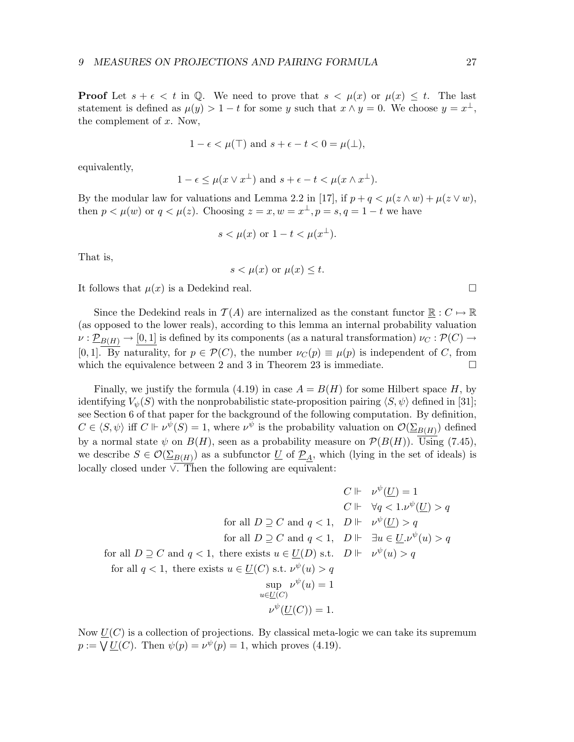**Proof** Let $s + \epsilon < t$ in $\mathbb{Q}$. We need to prove that $s < \mu(x)$ or $\mu(x) \leq t$. The last statement is defined as $\mu(y) > 1 - t$ for some $y$ such that $x \wedge y = 0$. We choose $y = x^{\perp}$, the complement of $x$. Now,

$$1 - \epsilon < \mu(\top) \text{ and } s + \epsilon - t < 0 = \mu(\perp),$$

equivalently,

$$1 - \epsilon \leq \mu(x \vee x^{\perp}) \text{ and } s + \epsilon - t < \mu(x \wedge x^{\perp}).$$

By the modular law for valuations and Lemma 2.2 in [17], if $p + q < \mu(z \wedge w) + \mu(z \vee w)$, then $p < \mu(w)$ or $q < \mu(z)$. Choosing $z = x, w = x^{\perp}, p = s, q = 1 - t$ we have

$$s < \mu(x) \text{ or } 1 - t < \mu(x^{\perp}).$$

That is,

$$s < \mu(x) \text{ or } \mu(x) \leq t.$$

It follows that $\mu(x)$ is a Dedekind real. $\square$

Since the Dedekind reals in $\mathcal{T}(A)$ are internalized as the constant functor $\underline{\mathbb{R}} : C \mapsto \mathbb{R}$ (as opposed to the lower reals), according to this lemma an internal probability valuation $\nu : \underline{\mathcal{P}_{B(H)}} \to \underline{[0,1]}$ is defined by its components (as a natural transformation) $\nu_C : \mathcal{P}(C) \to [0,1]$. By naturality, for $p \in \mathcal{P}(C)$, the number $\nu_C(p) \equiv \mu(p)$ is independent of $C$, from which the equivalence between 2 and 3 in Theorem 23 is immediate. $\square$

Finally, we justify the formula (4.19) in case $A = B(H)$ for some Hilbert space $H$, by identifying $V_{\psi}(S)$ with the nonprobabilistic state-proposition pairing $\langle S, \psi \rangle$ defined in [31]; see Section 6 of that paper for the background of the following computation. By definition, $C \in \langle S, \psi \rangle$ iff $C \Vdash \nu^{\psi}(S) = 1$, where $\nu^{\psi}$ is the probability valuation on $\mathcal{O}(\underline{\Sigma_{B(H)}})$ defined by a normal state $\psi$ on $B(H)$, seen as a probability measure on $\mathcal{P}(B(H))$. Using (7.45), we describe $S \in \mathcal{O}(\underline{\Sigma_{B(H)}})$ as a subfunctor $\underline{U}$ of $\underline{\mathcal{P}_A}$, which (lying in the set of ideals) is locally closed under $\vee$. Then the following are equivalent:

$$
\begin{array}{rl}
C \Vdash & \nu^{\psi}(\underline{U}) = 1 \\
C \Vdash & \forall q < 1 . \nu^{\psi}(\underline{U}) > q \\
\text{for all } D \supseteq C \text{ and } q < 1, \quad D \Vdash & \nu^{\psi}(\underline{U}) > q \\
\text{for all } D \supseteq C \text{ and } q < 1, \quad D \Vdash & \exists u \in \underline{U} . \nu^{\psi}(u) > q \\
\text{for all } D \supseteq C \text{ and } q < 1, \text{ there exists } u \in \underline{U}(D) \text{ s.t. } \quad D \Vdash & \nu^{\psi}(u) > q \\
\text{for all } q < 1, \text{ there exists } u \in \underline{U}(C) \text{ s.t. } \nu^{\psi}(u) > q & \\
\sup_{u \in \underline{U}(C)} \nu^{\psi}(u) = 1 & \\
\nu^{\psi}(\underline{U}(C)) = 1. &
\end{array}
$$

Now $\underline{U}(C)$ is a collection of projections. By classical meta-logic we can take its supremum $p := \bigvee \underline{U}(C)$. Then $\psi(p) = \nu^{\psi}(p) = 1$, which proves (4.19).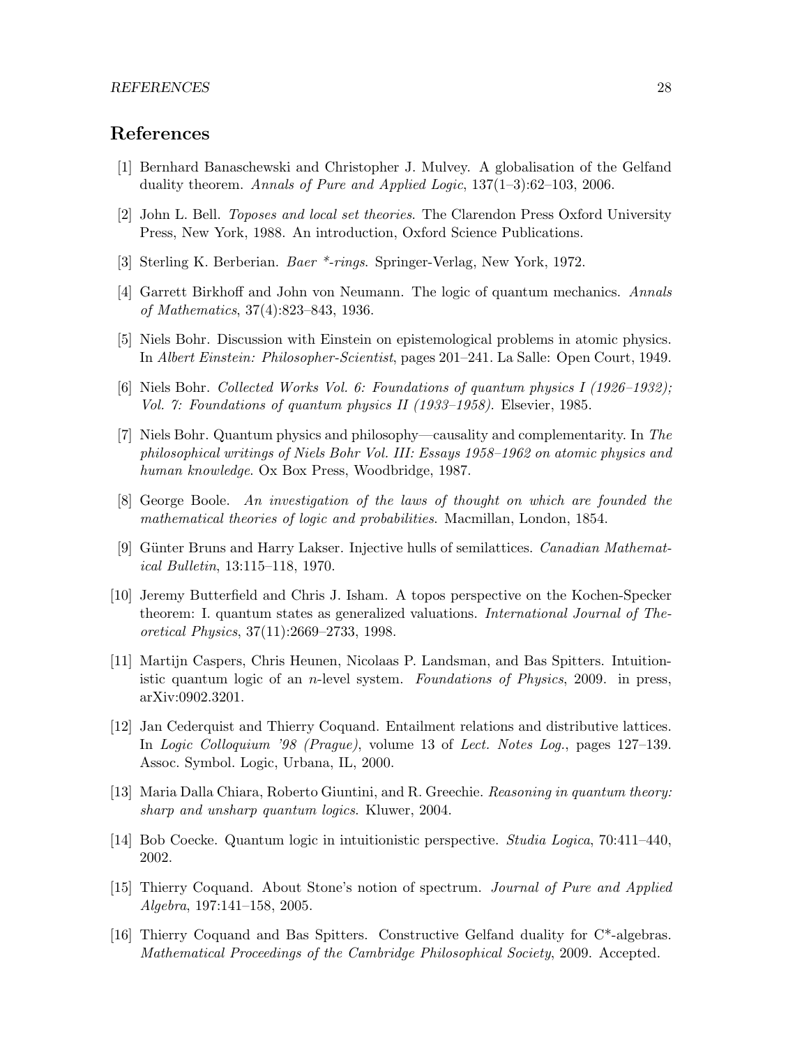# References

[1] Bernhard Banaschewski and Christopher J. Mulvey. A globalisation of the Gelfand duality theorem. *Annals of Pure and Applied Logic*, 137(1–3):62–103, 2006.

[2] John L. Bell. *Toposes and local set theories*. The Clarendon Press Oxford University Press, New York, 1988. An introduction, Oxford Science Publications.

[3] Sterling K. Berberian. *Baer *-rings*. Springer-Verlag, New York, 1972.

[4] Garrett Birkhoff and John von Neumann. The logic of quantum mechanics. *Annals of Mathematics*, 37(4):823–843, 1936.

[5] Niels Bohr. Discussion with Einstein on epistemological problems in atomic physics. In *Albert Einstein: Philosopher-Scientist*, pages 201–241. La Salle: Open Court, 1949.

[6] Niels Bohr. *Collected Works Vol. 6: Foundations of quantum physics I (1926–1932); Vol. 7: Foundations of quantum physics II (1933–1958)*. Elsevier, 1985.

[7] Niels Bohr. Quantum physics and philosophy—causality and complementarity. In *The philosophical writings of Niels Bohr Vol. III: Essays 1958–1962 on atomic physics and human knowledge*. Ox Box Press, Woodbridge, 1987.

[8] George Boole. *An investigation of the laws of thought on which are founded the mathematical theories of logic and probabilities*. Macmillan, London, 1854.

[9] Günter Bruns and Harry Lakser. Injective hulls of semilattices. *Canadian Mathematical Bulletin*, 13:115–118, 1970.

[10] Jeremy Butterfield and Chris J. Isham. A topos perspective on the Kochen-Specker theorem: I. quantum states as generalized valuations. *International Journal of Theoretical Physics*, 37(11):2669–2733, 1998.

[11] Martijn Caspers, Chris Heunen, Nicolaas P. Landsman, and Bas Spitters. Intuitionistic quantum logic of an $n$-level system. *Foundations of Physics*, 2009. in press, arXiv:0902.3201.

[12] Jan Cederquist and Thierry Coquand. Entailment relations and distributive lattices. In *Logic Colloquium '98 (Prague)*, volume 13 of *Lect. Notes Log.*, pages 127–139. Assoc. Symbol. Logic, Urbana, IL, 2000.

[13] Maria Dalla Chiara, Roberto Giuntini, and R. Greechie. *Reasoning in quantum theory: sharp and unsharp quantum logics*. Kluwer, 2004.

[14] Bob Coecke. Quantum logic in intuitionistic perspective. *Studia Logica*, 70:411–440, 2002.

[15] Thierry Coquand. About Stone's notion of spectrum. *Journal of Pure and Applied Algebra*, 197:141–158, 2005.

[16] Thierry Coquand and Bas Spitters. Constructive Gelfand duality for C*-algebras. *Mathematical Proceedings of the Cambridge Philosophical Society*, 2009. Accepted.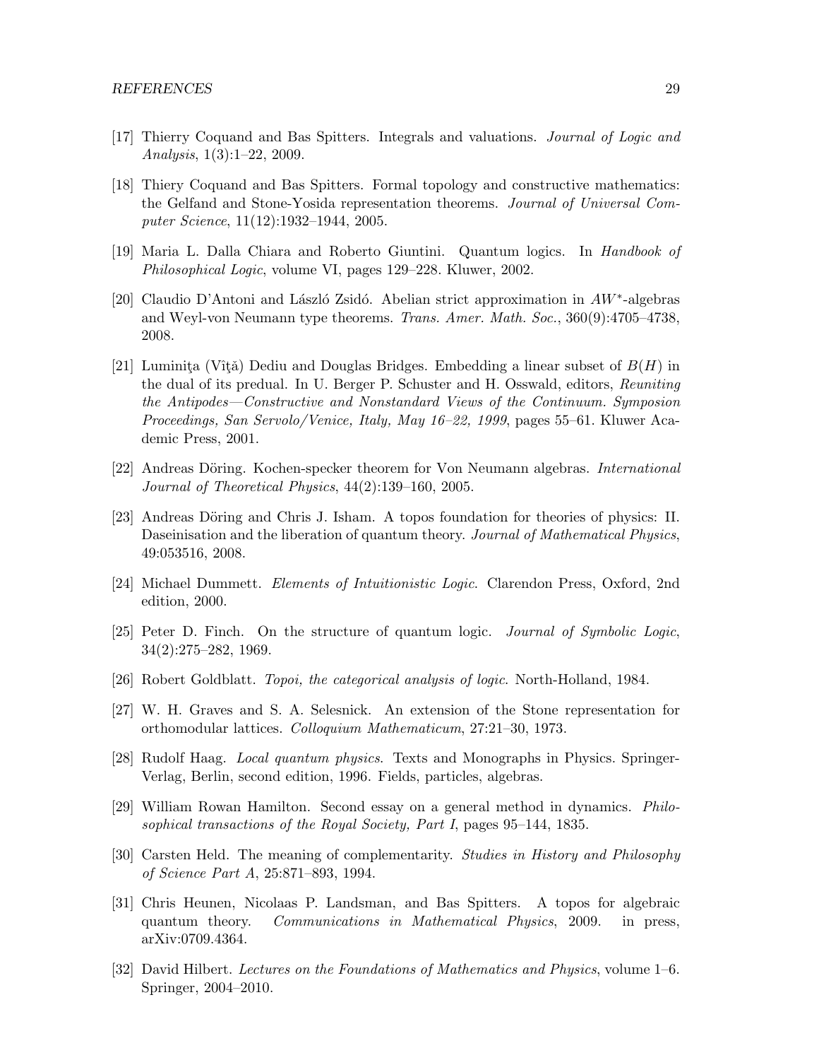[17] Thierry Coquand and Bas Spitters. Integrals and valuations. *Journal of Logic and Analysis*, 1(3):1–22, 2009.

[18] Thiery Coquand and Bas Spitters. Formal topology and constructive mathematics: the Gelfand and Stone-Yosida representation theorems. *Journal of Universal Computer Science*, 11(12):1932–1944, 2005.

[19] Maria L. Dalla Chiara and Roberto Giuntini. Quantum logics. In *Handbook of Philosophical Logic*, volume VI, pages 129–228. Kluwer, 2002.

[20] Claudio D'Antoni and László Zsidó. Abelian strict approximation in $AW^*$-algebras and Weyl-von Neumann type theorems. *Trans. Amer. Math. Soc.*, 360(9):4705–4738, 2008.

[21] Luminiţa (Vîţă) Dediu and Douglas Bridges. Embedding a linear subset of $B(H)$ in the dual of its predual. In U. Berger P. Schuster and H. Osswald, editors, *Reuniting the Antipodes—Constructive and Nonstandard Views of the Continuum. Symposion Proceedings, San Servolo/Venice, Italy, May 16–22, 1999*, pages 55–61. Kluwer Academic Press, 2001.

[22] Andreas Döring. Kochen-specker theorem for Von Neumann algebras. *International Journal of Theoretical Physics*, 44(2):139–160, 2005.

[23] Andreas Döring and Chris J. Isham. A topos foundation for theories of physics: II. Daseinisation and the liberation of quantum theory. *Journal of Mathematical Physics*, 49:053516, 2008.

[24] Michael Dummett. *Elements of Intuitionistic Logic*. Clarendon Press, Oxford, 2nd edition, 2000.

[25] Peter D. Finch. On the structure of quantum logic. *Journal of Symbolic Logic*, 34(2):275–282, 1969.

[26] Robert Goldblatt. *Topoi, the categorical analysis of logic*. North-Holland, 1984.

[27] W. H. Graves and S. A. Selesnick. An extension of the Stone representation for orthomodular lattices. *Colloquium Mathematicum*, 27:21–30, 1973.

[28] Rudolf Haag. *Local quantum physics*. Texts and Monographs in Physics. Springer-Verlag, Berlin, second edition, 1996. Fields, particles, algebras.

[29] William Rowan Hamilton. Second essay on a general method in dynamics. *Philosophical transactions of the Royal Society, Part I*, pages 95–144, 1835.

[30] Carsten Held. The meaning of complementarity. *Studies in History and Philosophy of Science Part A*, 25:871–893, 1994.

[31] Chris Heunen, Nicolaas P. Landsman, and Bas Spitters. A topos for algebraic quantum theory. *Communications in Mathematical Physics*, 2009. in press, arXiv:0709.4364.

[32] David Hilbert. *Lectures on the Foundations of Mathematics and Physics*, volume 1–6. Springer, 2004–2010.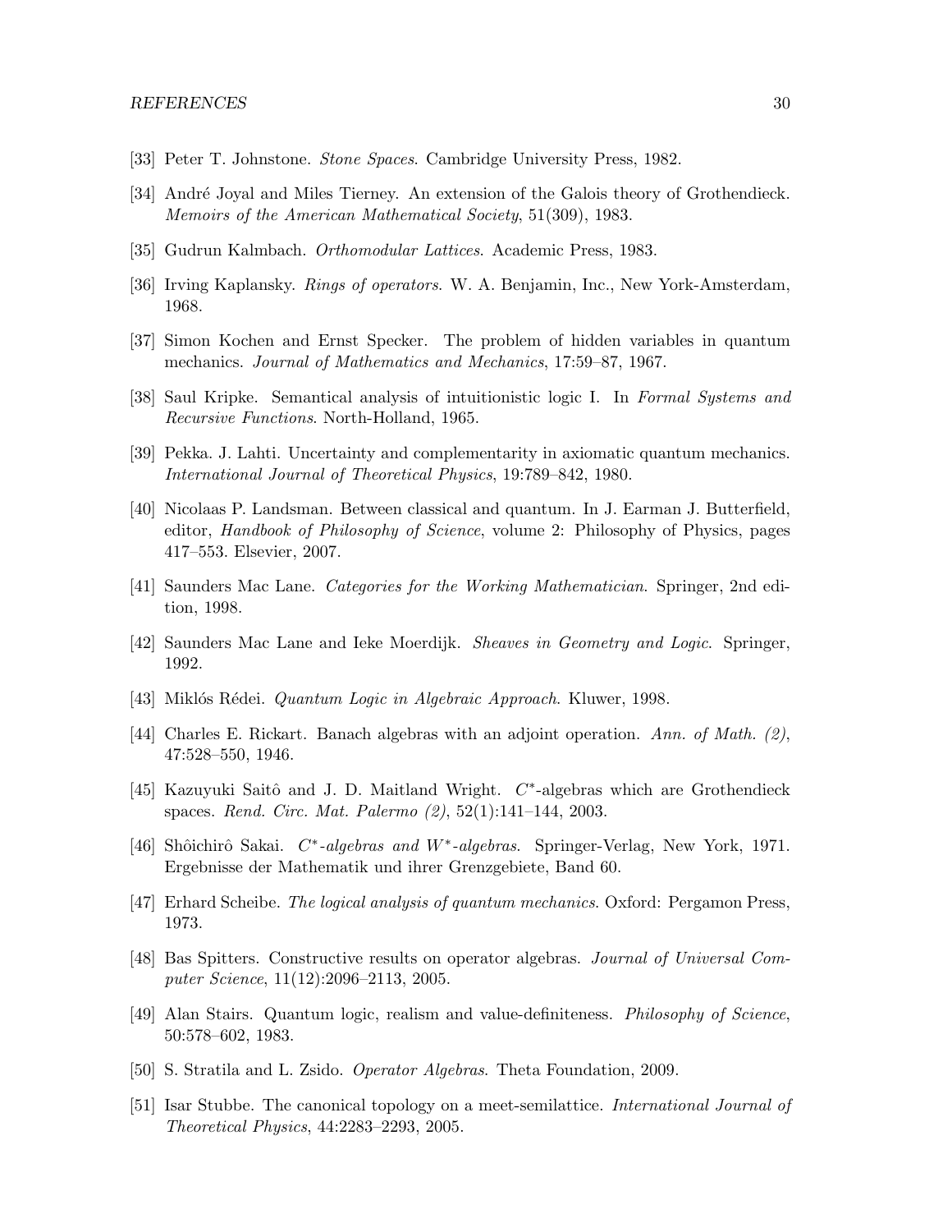[33] Peter T. Johnstone. *Stone Spaces*. Cambridge University Press, 1982.

[34] André Joyal and Miles Tierney. An extension of the Galois theory of Grothendieck. *Memoirs of the American Mathematical Society*, 51(309), 1983.

[35] Gudrun Kalmbach. *Orthomodular Lattices*. Academic Press, 1983.

[36] Irving Kaplansky. *Rings of operators*. W. A. Benjamin, Inc., New York-Amsterdam, 1968.

[37] Simon Kochen and Ernst Specker. The problem of hidden variables in quantum mechanics. *Journal of Mathematics and Mechanics*, 17:59–87, 1967.

[38] Saul Kripke. Semantical analysis of intuitionistic logic I. In *Formal Systems and Recursive Functions*. North-Holland, 1965.

[39] Pekka. J. Lahti. Uncertainty and complementarity in axiomatic quantum mechanics. *International Journal of Theoretical Physics*, 19:789–842, 1980.

[40] Nicolaas P. Landsman. Between classical and quantum. In J. Earman J. Butterfield, editor, *Handbook of Philosophy of Science*, volume 2: Philosophy of Physics, pages 417–553. Elsevier, 2007.

[41] Saunders Mac Lane. *Categories for the Working Mathematician*. Springer, 2nd edition, 1998.

[42] Saunders Mac Lane and Ieke Moerdijk. *Sheaves in Geometry and Logic*. Springer, 1992.

[43] Miklós Rédei. *Quantum Logic in Algebraic Approach*. Kluwer, 1998.

[44] Charles E. Rickart. Banach algebras with an adjoint operation. *Ann. of Math. (2)*, 47:528–550, 1946.

[45] Kazuyuki Saitô and J. D. Maitland Wright. $C^*$-algebras which are Grothendieck spaces. *Rend. Circ. Mat. Palermo (2)*, 52(1):141–144, 2003.

[46] Shôichirô Sakai. *$C^*$-algebras and $W^*$-algebras*. Springer-Verlag, New York, 1971. Ergebnisse der Mathematik und ihrer Grenzgebiete, Band 60.

[47] Erhard Scheibe. *The logical analysis of quantum mechanics*. Oxford: Pergamon Press, 1973.

[48] Bas Spitters. Constructive results on operator algebras. *Journal of Universal Computer Science*, 11(12):2096–2113, 2005.

[49] Alan Stairs. Quantum logic, realism and value-definiteness. *Philosophy of Science*, 50:578–602, 1983.

[50] S. Stratila and L. Zsido. *Operator Algebras*. Theta Foundation, 2009.

[51] Isar Stubbe. The canonical topology on a meet-semilattice. *International Journal of Theoretical Physics*, 44:2283–2293, 2005.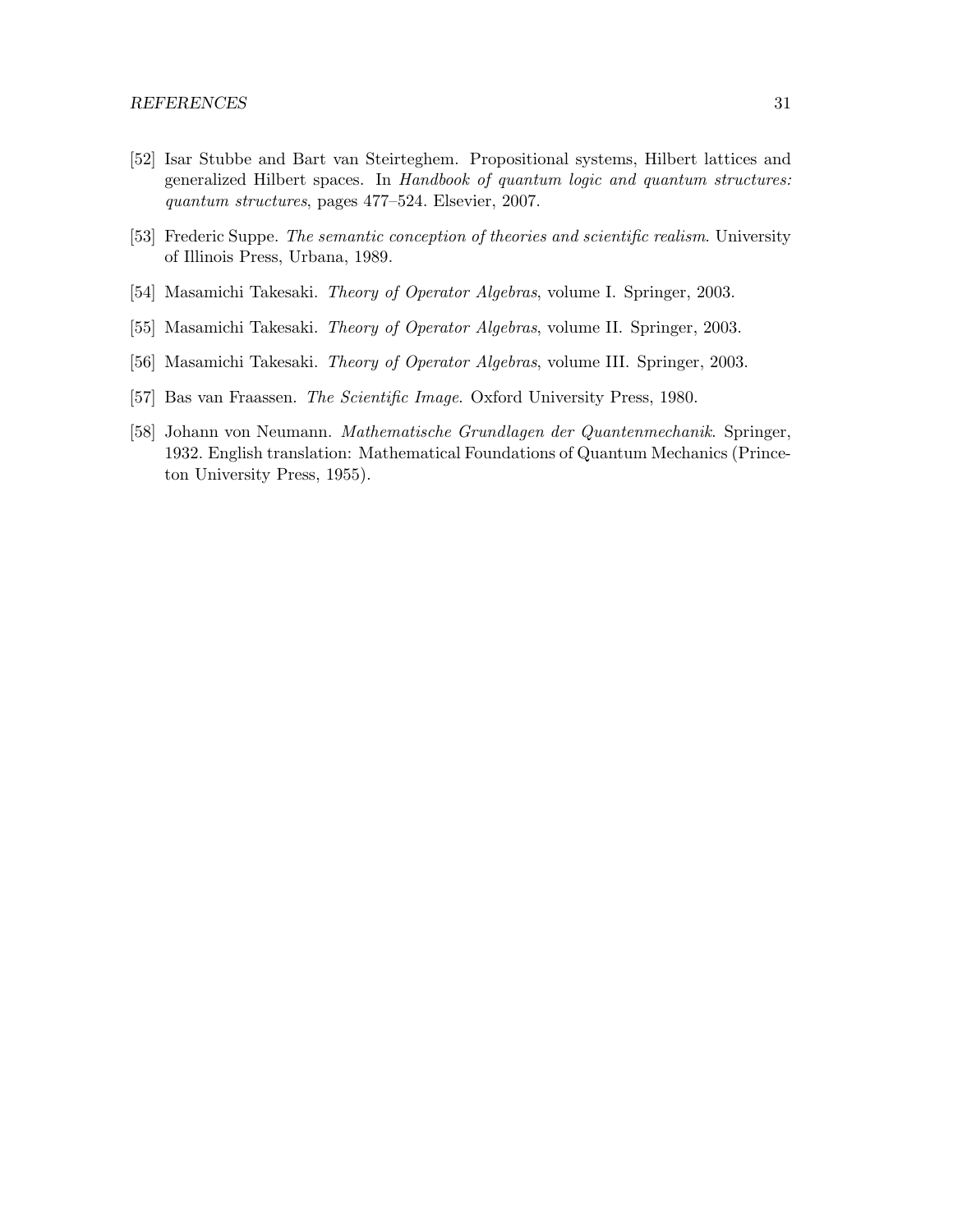[52] Isar Stubbe and Bart van Steirteghem. Propositional systems, Hilbert lattices and generalized Hilbert spaces. In *Handbook of quantum logic and quantum structures: quantum structures*, pages 477–524. Elsevier, 2007.

[53] Frederic Suppe. *The semantic conception of theories and scientific realism*. University of Illinois Press, Urbana, 1989.

[54] Masamichi Takesaki. *Theory of Operator Algebras*, volume I. Springer, 2003.

[55] Masamichi Takesaki. *Theory of Operator Algebras*, volume II. Springer, 2003.

[56] Masamichi Takesaki. *Theory of Operator Algebras*, volume III. Springer, 2003.

[57] Bas van Fraassen. *The Scientific Image*. Oxford University Press, 1980.

[58] Johann von Neumann. *Mathematische Grundlagen der Quantenmechanik*. Springer, 1932. English translation: Mathematical Foundations of Quantum Mechanics (Princeton University Press, 1955).